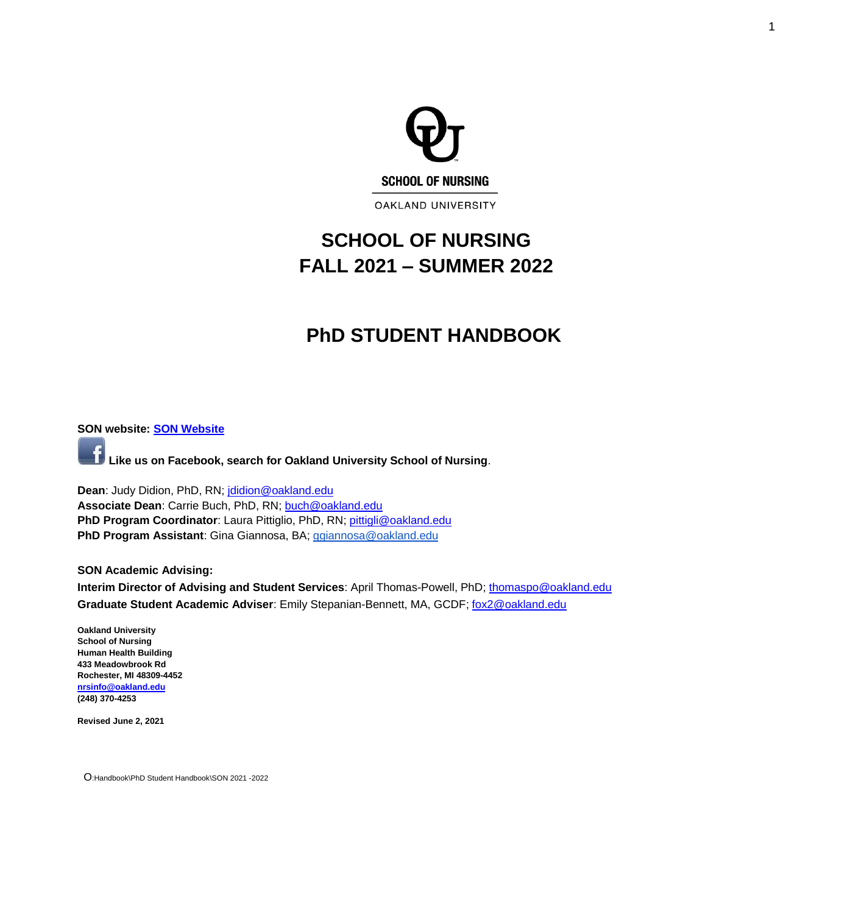SCHOOL OF NURSING

OAKLAND UNIVERSITY

# SCHOOL OF NURSING
# FALL 2021 – SUMMER 2022

# PhD STUDENT HANDBOOK

**SON website: SON Website**

**Like us on Facebook, search for Oakland University School of Nursing**.

**Dean**: Judy Didion, PhD, RN; jdidion@oakland.edu
**Associate Dean**: Carrie Buch, PhD, RN; buch@oakland.edu
**PhD Program Coordinator**: Laura Pittiglio, PhD, RN; pittigli@oakland.edu
**PhD Program Assistant**: Gina Giannosa, BA; ggiannosa@oakland.edu

**SON Academic Advising:**
**Interim Director of Advising and Student Services**: April Thomas-Powell, PhD; thomaspo@oakland.edu
**Graduate Student Academic Adviser**: Emily Stepanian-Bennett, MA, GCDF; fox2@oakland.edu

**Oakland University**
**School of Nursing**
**Human Health Building**
**433 Meadowbrook Rd**
**Rochester, MI 48309-4452**
**nrsinfo@oakland.edu**
**(248) 370-4253**

**Revised June 2, 2021**

O:Handbook\PhD Student Handbook\SON 2021 -2022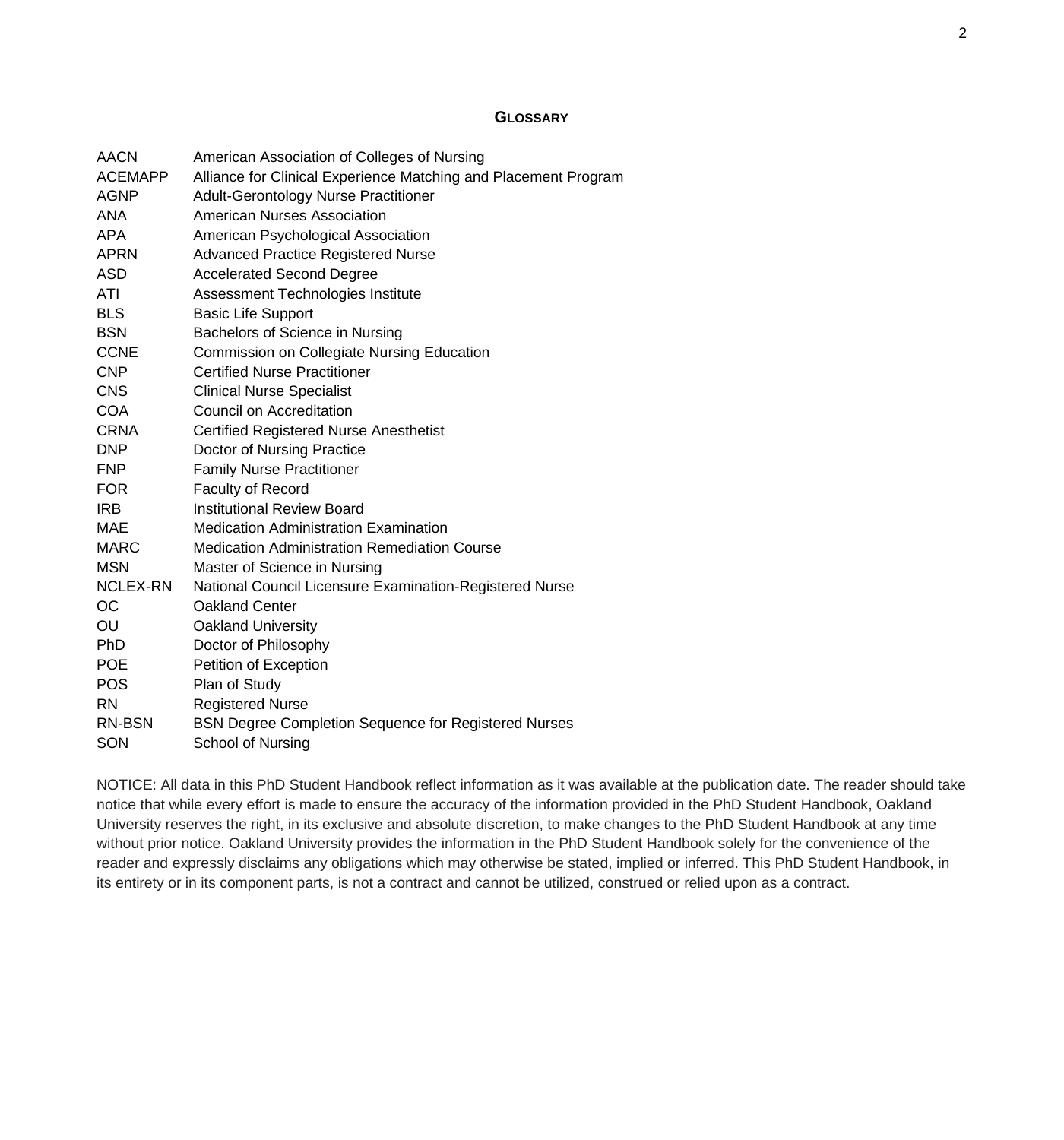## GLOSSARY

| | |
|---|---|
| AACN | American Association of Colleges of Nursing |
| ACEMAPP | Alliance for Clinical Experience Matching and Placement Program |
| AGNP | Adult-Gerontology Nurse Practitioner |
| ANA | American Nurses Association |
| APA | American Psychological Association |
| APRN | Advanced Practice Registered Nurse |
| ASD | Accelerated Second Degree |
| ATI | Assessment Technologies Institute |
| BLS | Basic Life Support |
| BSN | Bachelors of Science in Nursing |
| CCNE | Commission on Collegiate Nursing Education |
| CNP | Certified Nurse Practitioner |
| CNS | Clinical Nurse Specialist |
| COA | Council on Accreditation |
| CRNA | Certified Registered Nurse Anesthetist |
| DNP | Doctor of Nursing Practice |
| FNP | Family Nurse Practitioner |
| FOR | Faculty of Record |
| IRB | Institutional Review Board |
| MAE | Medication Administration Examination |
| MARC | Medication Administration Remediation Course |
| MSN | Master of Science in Nursing |
| NCLEX-RN | National Council Licensure Examination-Registered Nurse |
| OC | Oakland Center |
| OU | Oakland University |
| PhD | Doctor of Philosophy |
| POE | Petition of Exception |
| POS | Plan of Study |
| RN | Registered Nurse |
| RN-BSN | BSN Degree Completion Sequence for Registered Nurses |
| SON | School of Nursing |

NOTICE: All data in this PhD Student Handbook reflect information as it was available at the publication date. The reader should take notice that while every effort is made to ensure the accuracy of the information provided in the PhD Student Handbook, Oakland University reserves the right, in its exclusive and absolute discretion, to make changes to the PhD Student Handbook at any time without prior notice. Oakland University provides the information in the PhD Student Handbook solely for the convenience of the reader and expressly disclaims any obligations which may otherwise be stated, implied or inferred. This PhD Student Handbook, in its entirety or in its component parts, is not a contract and cannot be utilized, construed or relied upon as a contract.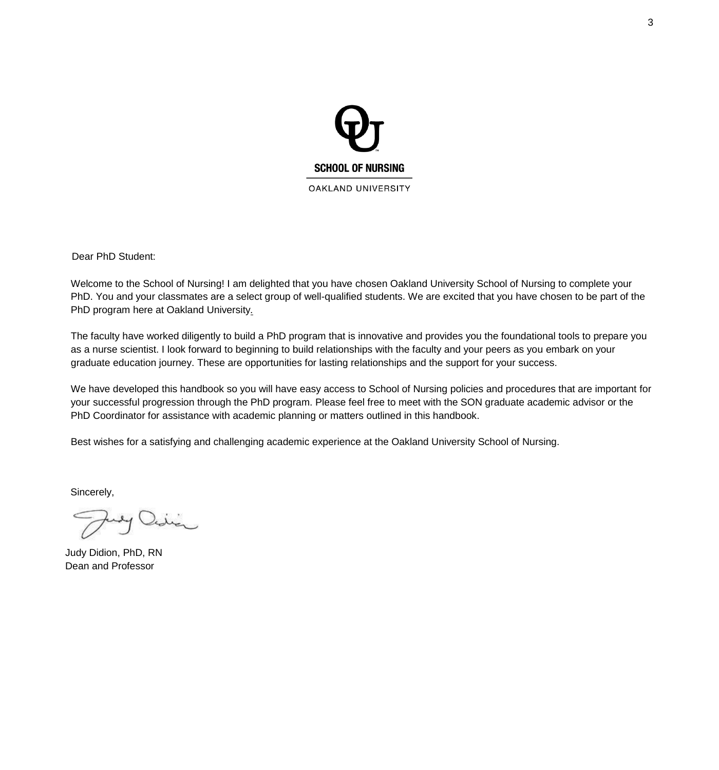**SCHOOL OF NURSING**

OAKLAND UNIVERSITY

Dear PhD Student:

Welcome to the School of Nursing! I am delighted that you have chosen Oakland University School of Nursing to complete your PhD. You and your classmates are a select group of well-qualified students. We are excited that you have chosen to be part of the PhD program here at Oakland University.

The faculty have worked diligently to build a PhD program that is innovative and provides you the foundational tools to prepare you as a nurse scientist. I look forward to beginning to build relationships with the faculty and your peers as you embark on your graduate education journey. These are opportunities for lasting relationships and the support for your success.

We have developed this handbook so you will have easy access to School of Nursing policies and procedures that are important for your successful progression through the PhD program. Please feel free to meet with the SON graduate academic advisor or the PhD Coordinator for assistance with academic planning or matters outlined in this handbook.

Best wishes for a satisfying and challenging academic experience at the Oakland University School of Nursing.

Sincerely,

Judy Didion, PhD, RN
Dean and Professor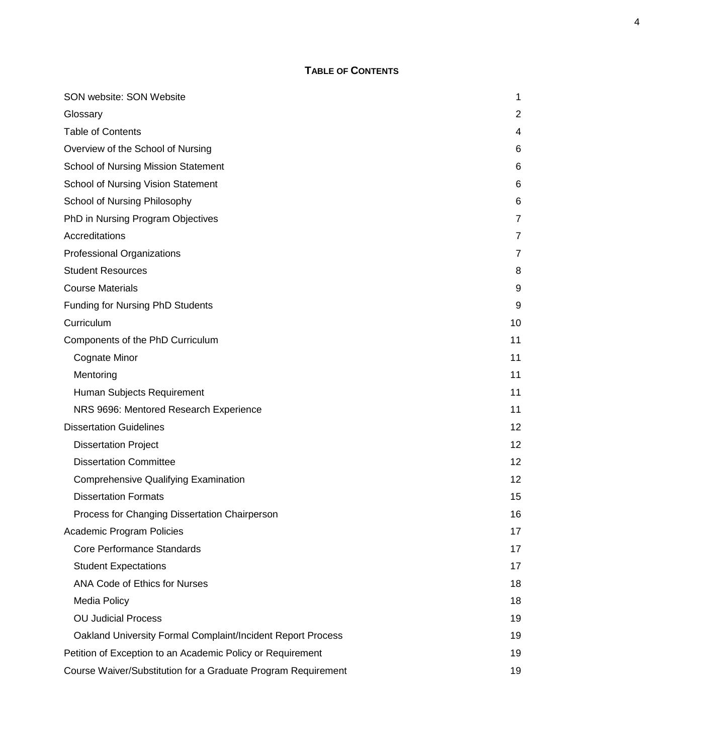## TABLE OF CONTENTS

| | |
|---|---|
| SON website: SON Website | 1 |
| Glossary | 2 |
| Table of Contents | 4 |
| Overview of the School of Nursing | 6 |
| School of Nursing Mission Statement | 6 |
| School of Nursing Vision Statement | 6 |
| School of Nursing Philosophy | 6 |
| PhD in Nursing Program Objectives | 7 |
| Accreditations | 7 |
| Professional Organizations | 7 |
| Student Resources | 8 |
| Course Materials | 9 |
| Funding for Nursing PhD Students | 9 |
| Curriculum | 10 |
| Components of the PhD Curriculum | 11 |
| Cognate Minor | 11 |
| Mentoring | 11 |
| Human Subjects Requirement | 11 |
| NRS 9696: Mentored Research Experience | 11 |
| Dissertation Guidelines | 12 |
| Dissertation Project | 12 |
| Dissertation Committee | 12 |
| Comprehensive Qualifying Examination | 12 |
| Dissertation Formats | 15 |
| Process for Changing Dissertation Chairperson | 16 |
| Academic Program Policies | 17 |
| Core Performance Standards | 17 |
| Student Expectations | 17 |
| ANA Code of Ethics for Nurses | 18 |
| Media Policy | 18 |
| OU Judicial Process | 19 |
| Oakland University Formal Complaint/Incident Report Process | 19 |
| Petition of Exception to an Academic Policy or Requirement | 19 |
| Course Waiver/Substitution for a Graduate Program Requirement | 19 |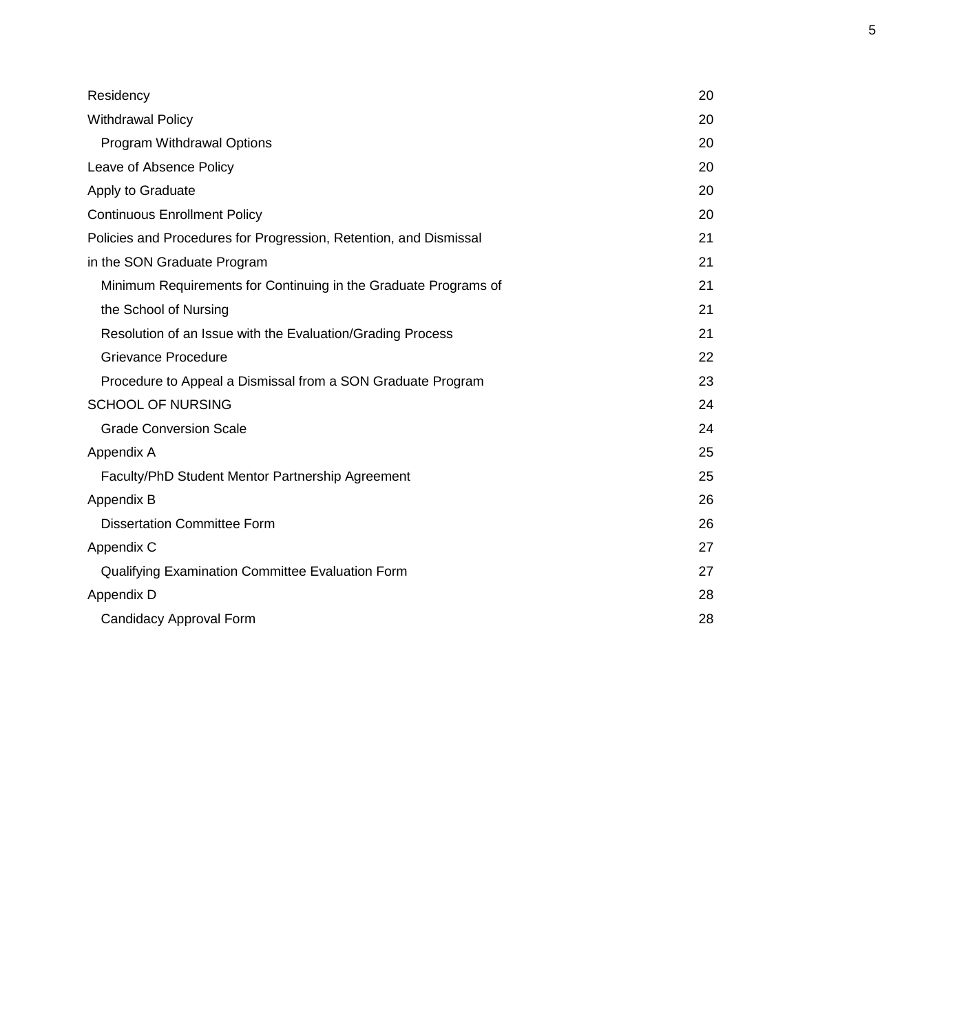| | |
|---|---|
| Residency | 20 |
| Withdrawal Policy | 20 |
| Program Withdrawal Options | 20 |
| Leave of Absence Policy | 20 |
| Apply to Graduate | 20 |
| Continuous Enrollment Policy | 20 |
| Policies and Procedures for Progression, Retention, and Dismissal | 21 |
| in the SON Graduate Program | 21 |
| Minimum Requirements for Continuing in the Graduate Programs of | 21 |
| the School of Nursing | 21 |
| Resolution of an Issue with the Evaluation/Grading Process | 21 |
| Grievance Procedure | 22 |
| Procedure to Appeal a Dismissal from a SON Graduate Program | 23 |
| SCHOOL OF NURSING | 24 |
| Grade Conversion Scale | 24 |
| Appendix A | 25 |
| Faculty/PhD Student Mentor Partnership Agreement | 25 |
| Appendix B | 26 |
| Dissertation Committee Form | 26 |
| Appendix C | 27 |
| Qualifying Examination Committee Evaluation Form | 27 |
| Appendix D | 28 |
| Candidacy Approval Form | 28 |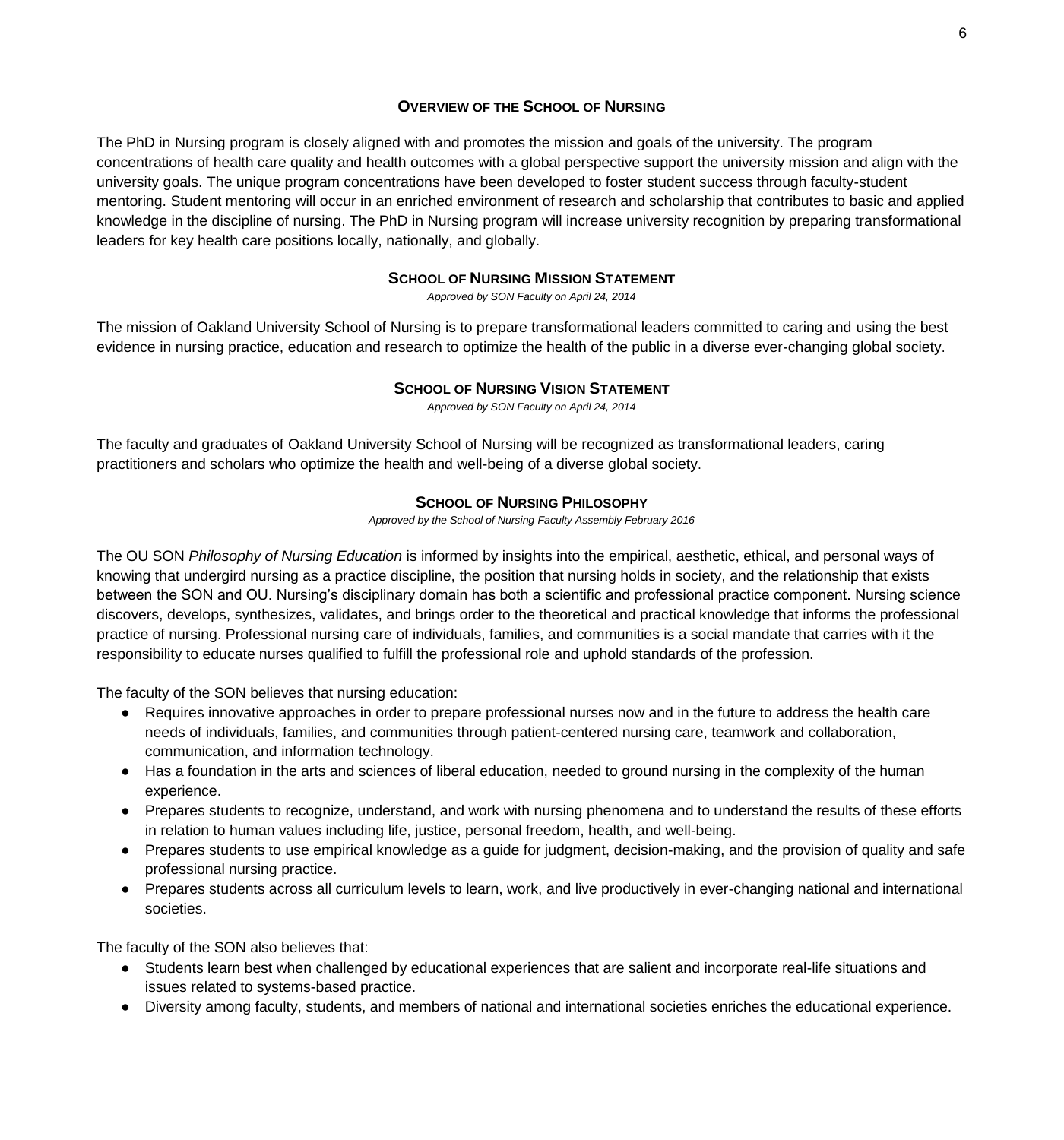## Overview of the School of Nursing

The PhD in Nursing program is closely aligned with and promotes the mission and goals of the university. The program concentrations of health care quality and health outcomes with a global perspective support the university mission and align with the university goals. The unique program concentrations have been developed to foster student success through faculty-student mentoring. Student mentoring will occur in an enriched environment of research and scholarship that contributes to basic and applied knowledge in the discipline of nursing. The PhD in Nursing program will increase university recognition by preparing transformational leaders for key health care positions locally, nationally, and globally.

## School of Nursing Mission Statement

*Approved by SON Faculty on April 24, 2014*

The mission of Oakland University School of Nursing is to prepare transformational leaders committed to caring and using the best evidence in nursing practice, education and research to optimize the health of the public in a diverse ever-changing global society.

## School of Nursing Vision Statement

*Approved by SON Faculty on April 24, 2014*

The faculty and graduates of Oakland University School of Nursing will be recognized as transformational leaders, caring practitioners and scholars who optimize the health and well-being of a diverse global society.

## School of Nursing Philosophy

*Approved by the School of Nursing Faculty Assembly February 2016*

The OU SON *Philosophy of Nursing Education* is informed by insights into the empirical, aesthetic, ethical, and personal ways of knowing that undergird nursing as a practice discipline, the position that nursing holds in society, and the relationship that exists between the SON and OU. Nursing's disciplinary domain has both a scientific and professional practice component. Nursing science discovers, develops, synthesizes, validates, and brings order to the theoretical and practical knowledge that informs the professional practice of nursing. Professional nursing care of individuals, families, and communities is a social mandate that carries with it the responsibility to educate nurses qualified to fulfill the professional role and uphold standards of the profession.

The faculty of the SON believes that nursing education:

- Requires innovative approaches in order to prepare professional nurses now and in the future to address the health care needs of individuals, families, and communities through patient-centered nursing care, teamwork and collaboration, communication, and information technology.
- Has a foundation in the arts and sciences of liberal education, needed to ground nursing in the complexity of the human experience.
- Prepares students to recognize, understand, and work with nursing phenomena and to understand the results of these efforts in relation to human values including life, justice, personal freedom, health, and well-being.
- Prepares students to use empirical knowledge as a guide for judgment, decision-making, and the provision of quality and safe professional nursing practice.
- Prepares students across all curriculum levels to learn, work, and live productively in ever-changing national and international societies.

The faculty of the SON also believes that:

- Students learn best when challenged by educational experiences that are salient and incorporate real-life situations and issues related to systems-based practice.
- Diversity among faculty, students, and members of national and international societies enriches the educational experience.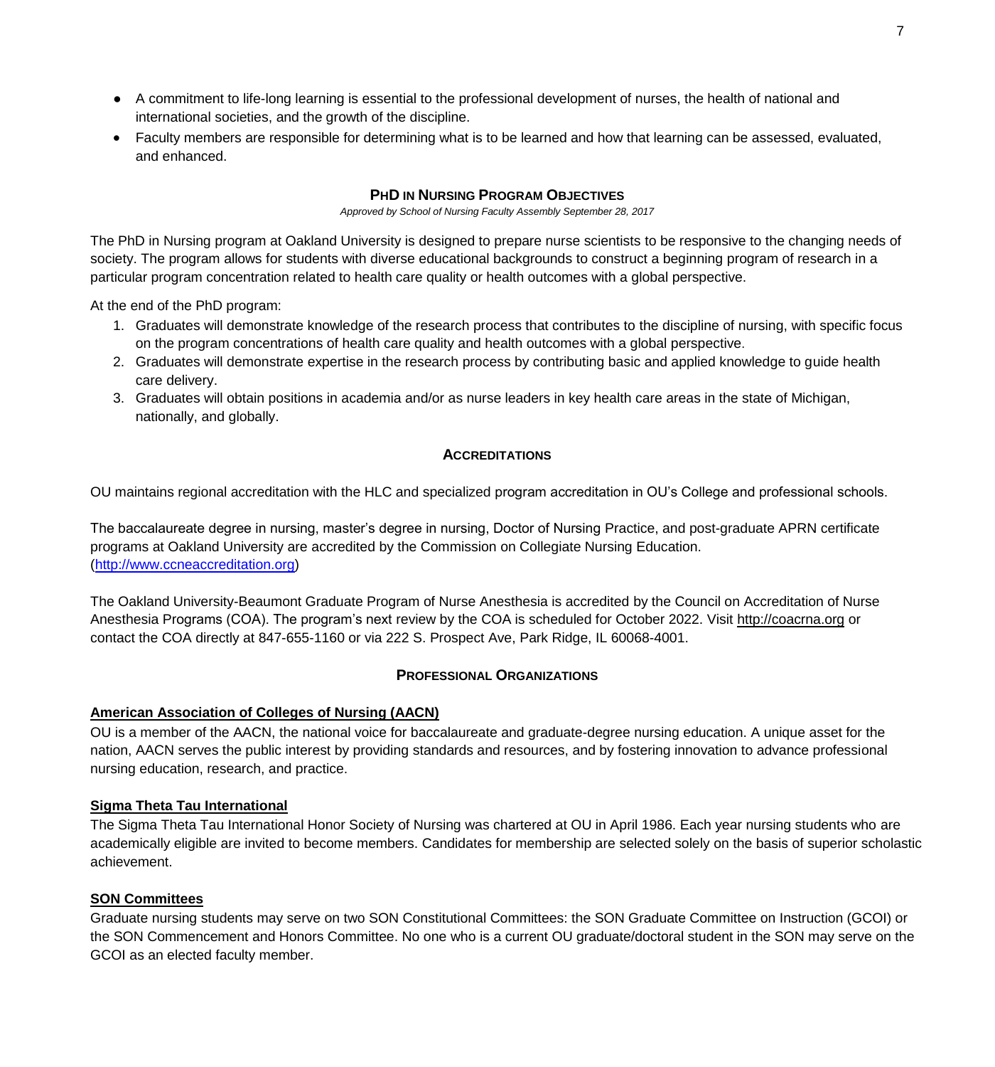- A commitment to life-long learning is essential to the professional development of nurses, the health of national and international societies, and the growth of the discipline.
- Faculty members are responsible for determining what is to be learned and how that learning can be assessed, evaluated, and enhanced.

## PhD in Nursing Program Objectives

*Approved by School of Nursing Faculty Assembly September 28, 2017*

The PhD in Nursing program at Oakland University is designed to prepare nurse scientists to be responsive to the changing needs of society. The program allows for students with diverse educational backgrounds to construct a beginning program of research in a particular program concentration related to health care quality or health outcomes with a global perspective.

At the end of the PhD program:

1. Graduates will demonstrate knowledge of the research process that contributes to the discipline of nursing, with specific focus on the program concentrations of health care quality and health outcomes with a global perspective.
2. Graduates will demonstrate expertise in the research process by contributing basic and applied knowledge to guide health care delivery.
3. Graduates will obtain positions in academia and/or as nurse leaders in key health care areas in the state of Michigan, nationally, and globally.

## Accreditations

OU maintains regional accreditation with the HLC and specialized program accreditation in OU's College and professional schools.

The baccalaureate degree in nursing, master's degree in nursing, Doctor of Nursing Practice, and post-graduate APRN certificate programs at Oakland University are accredited by the Commission on Collegiate Nursing Education. (http://www.ccneaccreditation.org)

The Oakland University-Beaumont Graduate Program of Nurse Anesthesia is accredited by the Council on Accreditation of Nurse Anesthesia Programs (COA). The program's next review by the COA is scheduled for October 2022. Visit http://coacrna.org or contact the COA directly at 847-655-1160 or via 222 S. Prospect Ave, Park Ridge, IL 60068-4001.

## Professional Organizations

### American Association of Colleges of Nursing (AACN)

OU is a member of the AACN, the national voice for baccalaureate and graduate-degree nursing education. A unique asset for the nation, AACN serves the public interest by providing standards and resources, and by fostering innovation to advance professional nursing education, research, and practice.

### Sigma Theta Tau International

The Sigma Theta Tau International Honor Society of Nursing was chartered at OU in April 1986. Each year nursing students who are academically eligible are invited to become members. Candidates for membership are selected solely on the basis of superior scholastic achievement.

### SON Committees

Graduate nursing students may serve on two SON Constitutional Committees: the SON Graduate Committee on Instruction (GCOI) or the SON Commencement and Honors Committee. No one who is a current OU graduate/doctoral student in the SON may serve on the GCOI as an elected faculty member.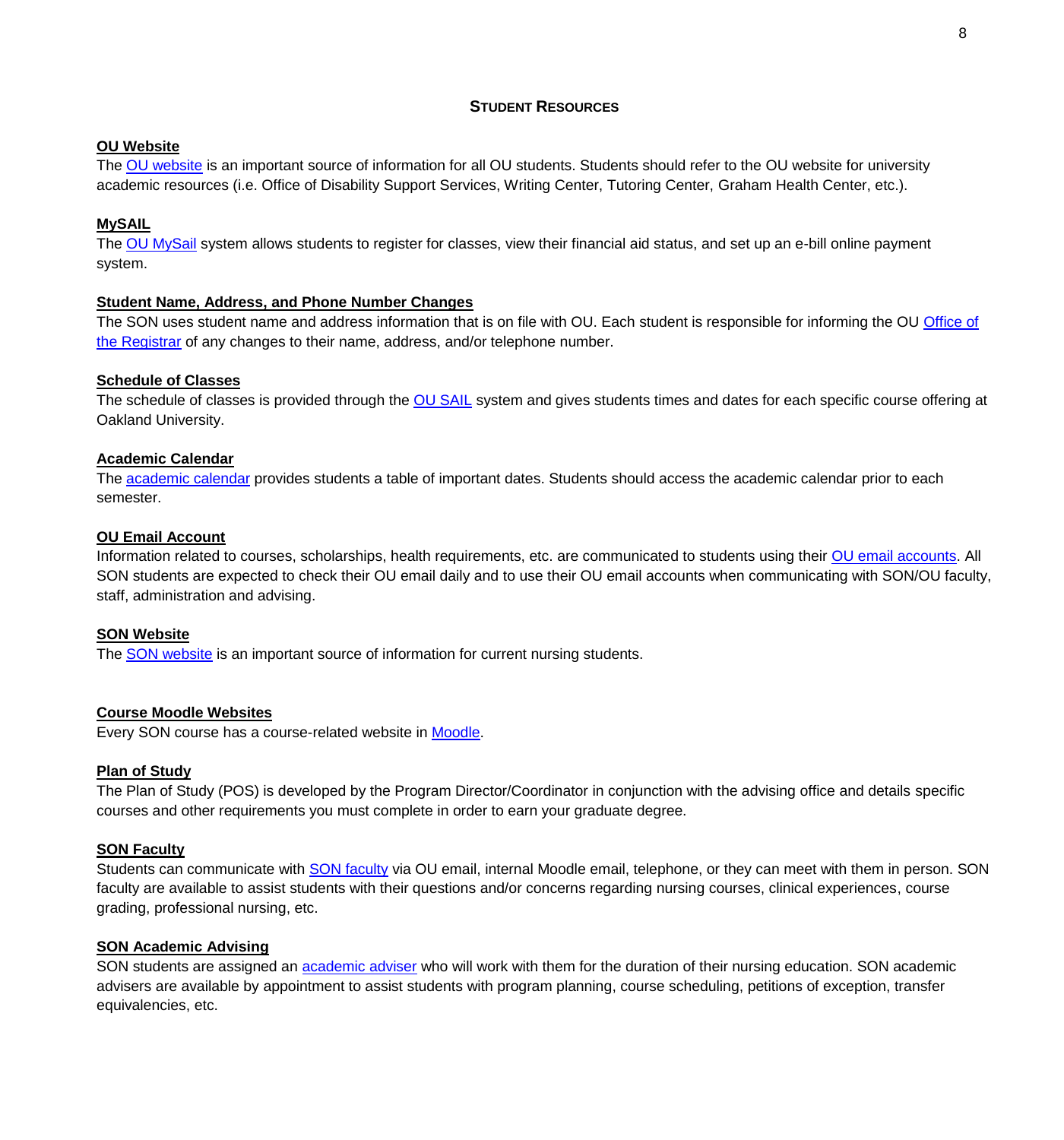## STUDENT RESOURCES

### OU Website

The OU website is an important source of information for all OU students. Students should refer to the OU website for university academic resources (i.e. Office of Disability Support Services, Writing Center, Tutoring Center, Graham Health Center, etc.).

### MySAIL

The OU MySail system allows students to register for classes, view their financial aid status, and set up an e-bill online payment system.

### Student Name, Address, and Phone Number Changes

The SON uses student name and address information that is on file with OU. Each student is responsible for informing the OU Office of the Registrar of any changes to their name, address, and/or telephone number.

### Schedule of Classes

The schedule of classes is provided through the OU SAIL system and gives students times and dates for each specific course offering at Oakland University.

### Academic Calendar

The academic calendar provides students a table of important dates. Students should access the academic calendar prior to each semester.

### OU Email Account

Information related to courses, scholarships, health requirements, etc. are communicated to students using their OU email accounts. All SON students are expected to check their OU email daily and to use their OU email accounts when communicating with SON/OU faculty, staff, administration and advising.

### SON Website

The SON website is an important source of information for current nursing students.

### Course Moodle Websites

Every SON course has a course-related website in Moodle.

### Plan of Study

The Plan of Study (POS) is developed by the Program Director/Coordinator in conjunction with the advising office and details specific courses and other requirements you must complete in order to earn your graduate degree.

### SON Faculty

Students can communicate with SON faculty via OU email, internal Moodle email, telephone, or they can meet with them in person. SON faculty are available to assist students with their questions and/or concerns regarding nursing courses, clinical experiences, course grading, professional nursing, etc.

### SON Academic Advising

SON students are assigned an academic adviser who will work with them for the duration of their nursing education. SON academic advisers are available by appointment to assist students with program planning, course scheduling, petitions of exception, transfer equivalencies, etc.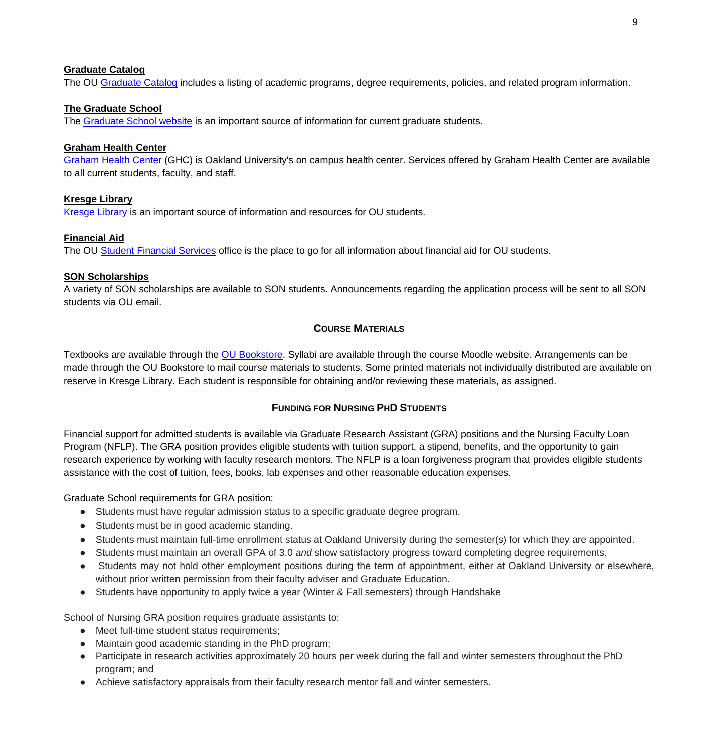**Graduate Catalog**

The OU Graduate Catalog includes a listing of academic programs, degree requirements, policies, and related program information.

**The Graduate School**

The Graduate School website is an important source of information for current graduate students.

**Graham Health Center**

Graham Health Center (GHC) is Oakland University's on campus health center. Services offered by Graham Health Center are available to all current students, faculty, and staff.

**Kresge Library**

Kresge Library is an important source of information and resources for OU students.

**Financial Aid**

The OU Student Financial Services office is the place to go for all information about financial aid for OU students.

**SON Scholarships**

A variety of SON scholarships are available to SON students. Announcements regarding the application process will be sent to all SON students via OU email.

## Course Materials

Textbooks are available through the OU Bookstore. Syllabi are available through the course Moodle website. Arrangements can be made through the OU Bookstore to mail course materials to students. Some printed materials not individually distributed are available on reserve in Kresge Library. Each student is responsible for obtaining and/or reviewing these materials, as assigned.

## Funding for Nursing PhD Students

Financial support for admitted students is available via Graduate Research Assistant (GRA) positions and the Nursing Faculty Loan Program (NFLP). The GRA position provides eligible students with tuition support, a stipend, benefits, and the opportunity to gain research experience by working with faculty research mentors. The NFLP is a loan forgiveness program that provides eligible students assistance with the cost of tuition, fees, books, lab expenses and other reasonable education expenses.

Graduate School requirements for GRA position:

- Students must have regular admission status to a specific graduate degree program.
- Students must be in good academic standing.
- Students must maintain full-time enrollment status at Oakland University during the semester(s) for which they are appointed.
- Students must maintain an overall GPA of 3.0 *and* show satisfactory progress toward completing degree requirements.
- Students may not hold other employment positions during the term of appointment, either at Oakland University or elsewhere, without prior written permission from their faculty adviser and Graduate Education.
- Students have opportunity to apply twice a year (Winter & Fall semesters) through Handshake

School of Nursing GRA position requires graduate assistants to:

- Meet full-time student status requirements;
- Maintain good academic standing in the PhD program;
- Participate in research activities approximately 20 hours per week during the fall and winter semesters throughout the PhD program; and
- Achieve satisfactory appraisals from their faculty research mentor fall and winter semesters.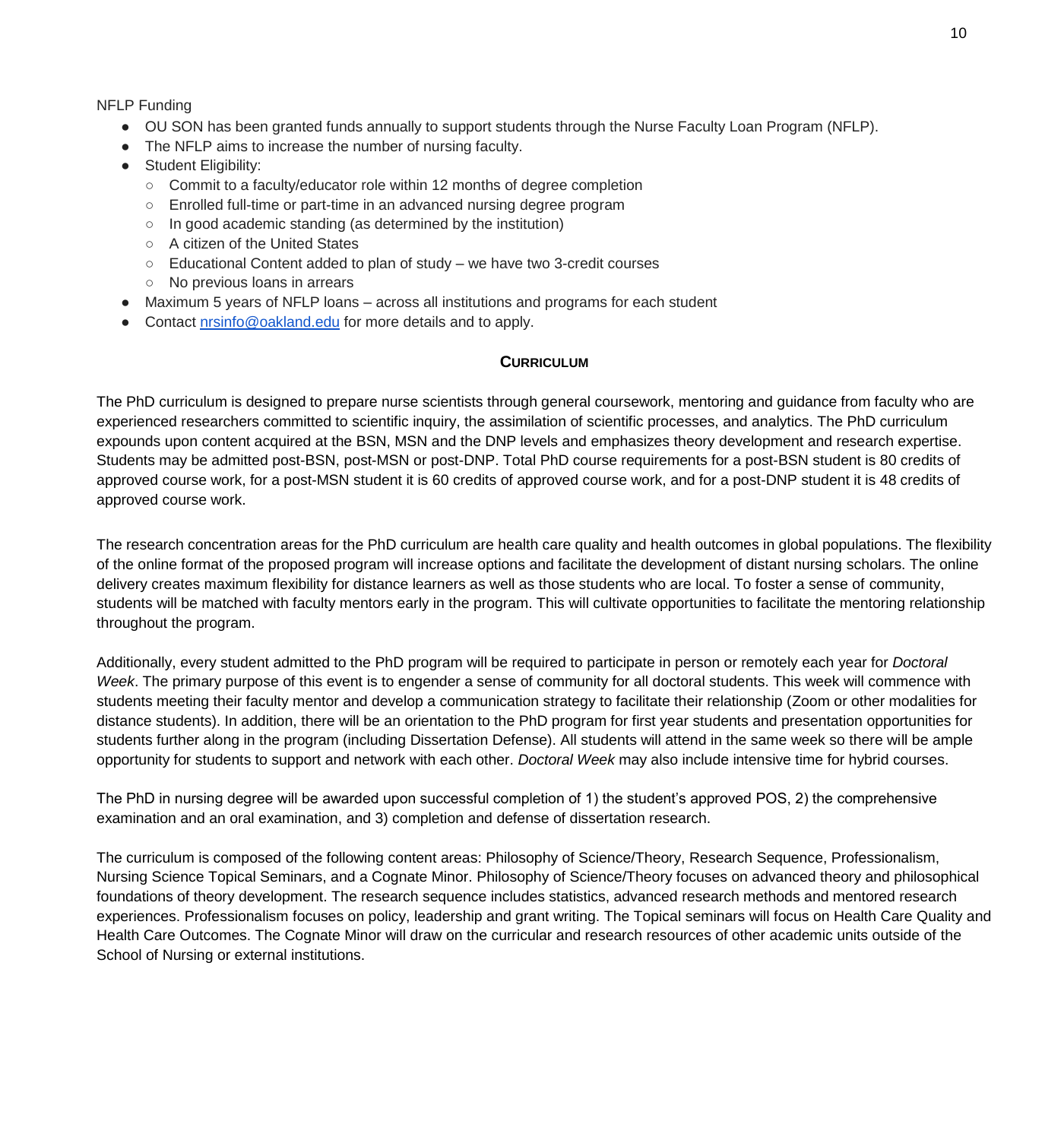NFLP Funding

- OU SON has been granted funds annually to support students through the Nurse Faculty Loan Program (NFLP).
- The NFLP aims to increase the number of nursing faculty.
- Student Eligibility:
  - Commit to a faculty/educator role within 12 months of degree completion
  - Enrolled full-time or part-time in an advanced nursing degree program
  - In good academic standing (as determined by the institution)
  - A citizen of the United States
  - Educational Content added to plan of study – we have two 3-credit courses
  - No previous loans in arrears
- Maximum 5 years of NFLP loans – across all institutions and programs for each student
- Contact [nrsinfo@oakland.edu](mailto:nrsinfo@oakland.edu) for more details and to apply.

## CURRICULUM

The PhD curriculum is designed to prepare nurse scientists through general coursework, mentoring and guidance from faculty who are experienced researchers committed to scientific inquiry, the assimilation of scientific processes, and analytics. The PhD curriculum expounds upon content acquired at the BSN, MSN and the DNP levels and emphasizes theory development and research expertise. Students may be admitted post-BSN, post-MSN or post-DNP. Total PhD course requirements for a post-BSN student is 80 credits of approved course work, for a post-MSN student it is 60 credits of approved course work, and for a post-DNP student it is 48 credits of approved course work.

The research concentration areas for the PhD curriculum are health care quality and health outcomes in global populations. The flexibility of the online format of the proposed program will increase options and facilitate the development of distant nursing scholars. The online delivery creates maximum flexibility for distance learners as well as those students who are local. To foster a sense of community, students will be matched with faculty mentors early in the program. This will cultivate opportunities to facilitate the mentoring relationship throughout the program.

Additionally, every student admitted to the PhD program will be required to participate in person or remotely each year for *Doctoral Week*. The primary purpose of this event is to engender a sense of community for all doctoral students. This week will commence with students meeting their faculty mentor and develop a communication strategy to facilitate their relationship (Zoom or other modalities for distance students). In addition, there will be an orientation to the PhD program for first year students and presentation opportunities for students further along in the program (including Dissertation Defense). All students will attend in the same week so there will be ample opportunity for students to support and network with each other. *Doctoral Week* may also include intensive time for hybrid courses.

The PhD in nursing degree will be awarded upon successful completion of 1) the student's approved POS, 2) the comprehensive examination and an oral examination, and 3) completion and defense of dissertation research.

The curriculum is composed of the following content areas: Philosophy of Science/Theory, Research Sequence, Professionalism, Nursing Science Topical Seminars, and a Cognate Minor. Philosophy of Science/Theory focuses on advanced theory and philosophical foundations of theory development. The research sequence includes statistics, advanced research methods and mentored research experiences. Professionalism focuses on policy, leadership and grant writing. The Topical seminars will focus on Health Care Quality and Health Care Outcomes. The Cognate Minor will draw on the curricular and research resources of other academic units outside of the School of Nursing or external institutions.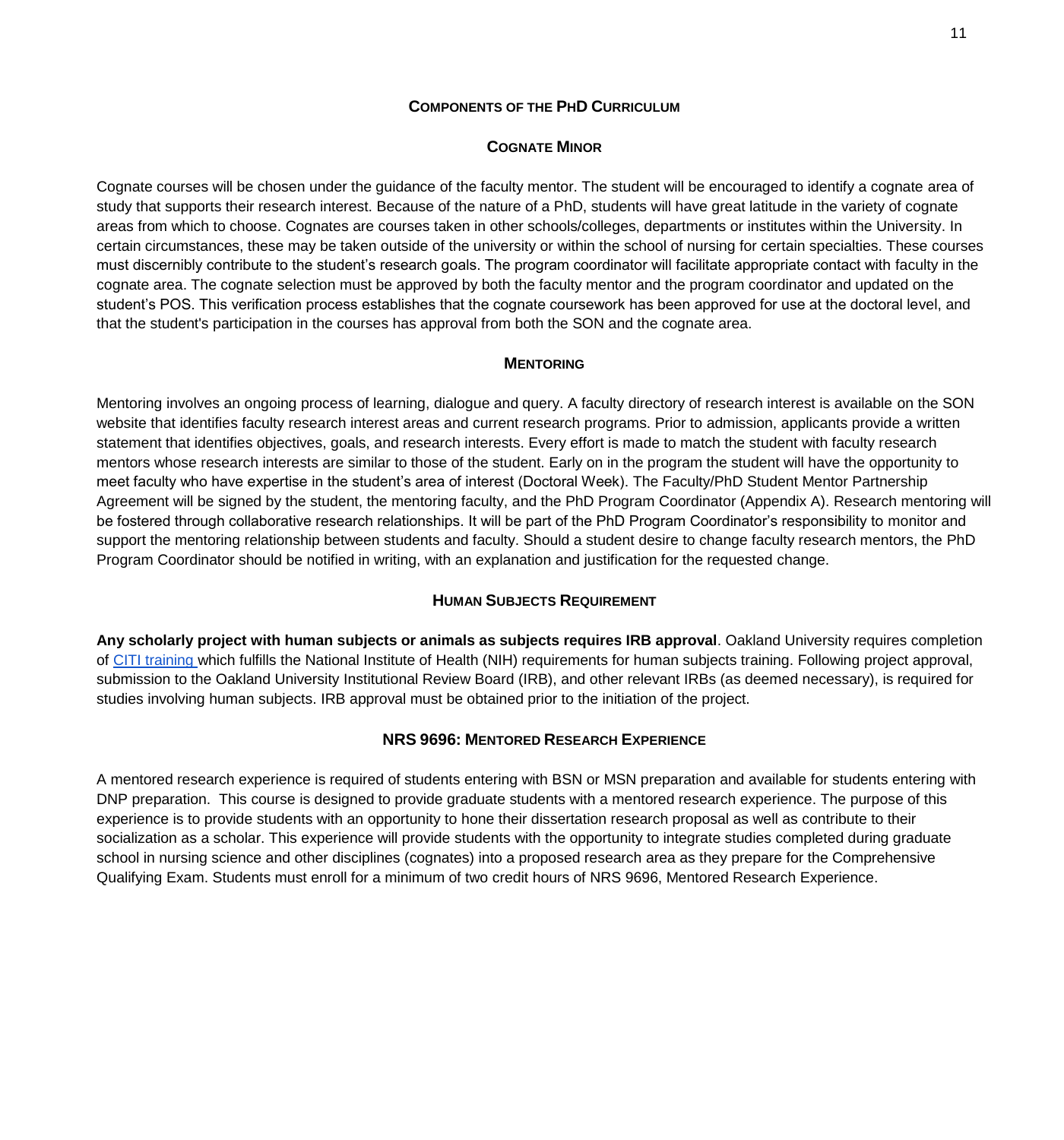## Components of the PhD Curriculum

### Cognate Minor

Cognate courses will be chosen under the guidance of the faculty mentor. The student will be encouraged to identify a cognate area of study that supports their research interest. Because of the nature of a PhD, students will have great latitude in the variety of cognate areas from which to choose. Cognates are courses taken in other schools/colleges, departments or institutes within the University. In certain circumstances, these may be taken outside of the university or within the school of nursing for certain specialties. These courses must discernibly contribute to the student's research goals. The program coordinator will facilitate appropriate contact with faculty in the cognate area. The cognate selection must be approved by both the faculty mentor and the program coordinator and updated on the student's POS. This verification process establishes that the cognate coursework has been approved for use at the doctoral level, and that the student's participation in the courses has approval from both the SON and the cognate area.

### Mentoring

Mentoring involves an ongoing process of learning, dialogue and query. A faculty directory of research interest is available on the SON website that identifies faculty research interest areas and current research programs. Prior to admission, applicants provide a written statement that identifies objectives, goals, and research interests. Every effort is made to match the student with faculty research mentors whose research interests are similar to those of the student. Early on in the program the student will have the opportunity to meet faculty who have expertise in the student's area of interest (Doctoral Week). The Faculty/PhD Student Mentor Partnership Agreement will be signed by the student, the mentoring faculty, and the PhD Program Coordinator (Appendix A). Research mentoring will be fostered through collaborative research relationships. It will be part of the PhD Program Coordinator's responsibility to monitor and support the mentoring relationship between students and faculty. Should a student desire to change faculty research mentors, the PhD Program Coordinator should be notified in writing, with an explanation and justification for the requested change.

### Human Subjects Requirement

**Any scholarly project with human subjects or animals as subjects requires IRB approval**. Oakland University requires completion of CITI training which fulfills the National Institute of Health (NIH) requirements for human subjects training. Following project approval, submission to the Oakland University Institutional Review Board (IRB), and other relevant IRBs (as deemed necessary), is required for studies involving human subjects. IRB approval must be obtained prior to the initiation of the project.

### NRS 9696: Mentored Research Experience

A mentored research experience is required of students entering with BSN or MSN preparation and available for students entering with DNP preparation. This course is designed to provide graduate students with a mentored research experience. The purpose of this experience is to provide students with an opportunity to hone their dissertation research proposal as well as contribute to their socialization as a scholar. This experience will provide students with the opportunity to integrate studies completed during graduate school in nursing science and other disciplines (cognates) into a proposed research area as they prepare for the Comprehensive Qualifying Exam. Students must enroll for a minimum of two credit hours of NRS 9696, Mentored Research Experience.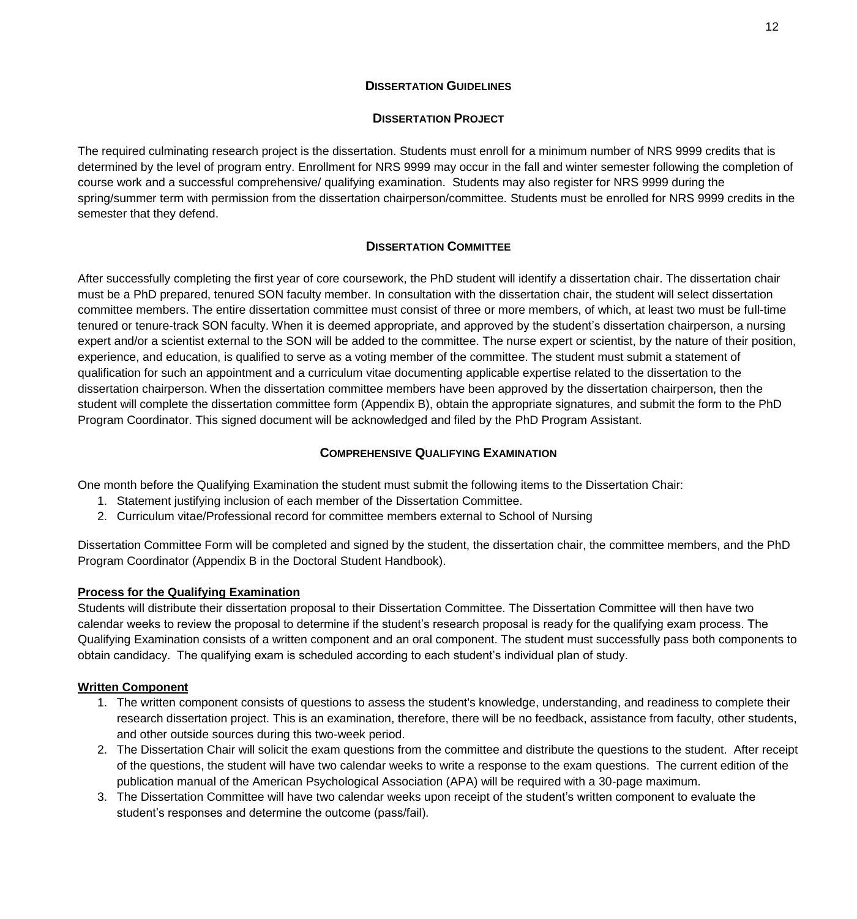## Dissertation Guidelines

### Dissertation Project

The required culminating research project is the dissertation. Students must enroll for a minimum number of NRS 9999 credits that is determined by the level of program entry. Enrollment for NRS 9999 may occur in the fall and winter semester following the completion of course work and a successful comprehensive/ qualifying examination. Students may also register for NRS 9999 during the spring/summer term with permission from the dissertation chairperson/committee. Students must be enrolled for NRS 9999 credits in the semester that they defend.

### Dissertation Committee

After successfully completing the first year of core coursework, the PhD student will identify a dissertation chair. The dissertation chair must be a PhD prepared, tenured SON faculty member. In consultation with the dissertation chair, the student will select dissertation committee members. The entire dissertation committee must consist of three or more members, of which, at least two must be full-time tenured or tenure-track SON faculty. When it is deemed appropriate, and approved by the student's dissertation chairperson, a nursing expert and/or a scientist external to the SON will be added to the committee. The nurse expert or scientist, by the nature of their position, experience, and education, is qualified to serve as a voting member of the committee. The student must submit a statement of qualification for such an appointment and a curriculum vitae documenting applicable expertise related to the dissertation to the dissertation chairperson. When the dissertation committee members have been approved by the dissertation chairperson, then the student will complete the dissertation committee form (Appendix B), obtain the appropriate signatures, and submit the form to the PhD Program Coordinator. This signed document will be acknowledged and filed by the PhD Program Assistant.

### Comprehensive Qualifying Examination

One month before the Qualifying Examination the student must submit the following items to the Dissertation Chair:

1. Statement justifying inclusion of each member of the Dissertation Committee.
2. Curriculum vitae/Professional record for committee members external to School of Nursing

Dissertation Committee Form will be completed and signed by the student, the dissertation chair, the committee members, and the PhD Program Coordinator (Appendix B in the Doctoral Student Handbook).

**Process for the Qualifying Examination**

Students will distribute their dissertation proposal to their Dissertation Committee. The Dissertation Committee will then have two calendar weeks to review the proposal to determine if the student's research proposal is ready for the qualifying exam process. The Qualifying Examination consists of a written component and an oral component. The student must successfully pass both components to obtain candidacy. The qualifying exam is scheduled according to each student's individual plan of study.

**Written Component**

1. The written component consists of questions to assess the student's knowledge, understanding, and readiness to complete their research dissertation project. This is an examination, therefore, there will be no feedback, assistance from faculty, other students, and other outside sources during this two-week period.
2. The Dissertation Chair will solicit the exam questions from the committee and distribute the questions to the student. After receipt of the questions, the student will have two calendar weeks to write a response to the exam questions. The current edition of the publication manual of the American Psychological Association (APA) will be required with a 30-page maximum.
3. The Dissertation Committee will have two calendar weeks upon receipt of the student's written component to evaluate the student's responses and determine the outcome (pass/fail).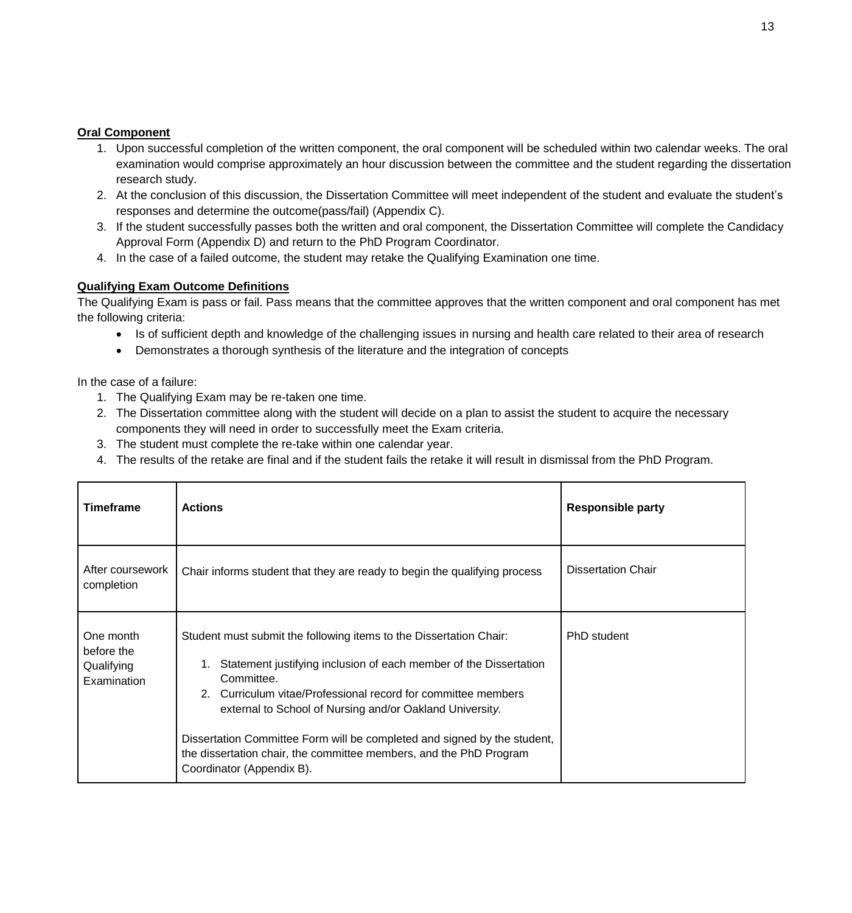**Oral Component**

1. Upon successful completion of the written component, the oral component will be scheduled within two calendar weeks. The oral examination would comprise approximately an hour discussion between the committee and the student regarding the dissertation research study.
2. At the conclusion of this discussion, the Dissertation Committee will meet independent of the student and evaluate the student's responses and determine the outcome(pass/fail) (Appendix C).
3. If the student successfully passes both the written and oral component, the Dissertation Committee will complete the Candidacy Approval Form (Appendix D) and return to the PhD Program Coordinator.
4. In the case of a failed outcome, the student may retake the Qualifying Examination one time.

**Qualifying Exam Outcome Definitions**

The Qualifying Exam is pass or fail. Pass means that the committee approves that the written component and oral component has met the following criteria:

- Is of sufficient depth and knowledge of the challenging issues in nursing and health care related to their area of research
- Demonstrates a thorough synthesis of the literature and the integration of concepts

In the case of a failure:

1. The Qualifying Exam may be re-taken one time.
2. The Dissertation committee along with the student will decide on a plan to assist the student to acquire the necessary components they will need in order to successfully meet the Exam criteria.
3. The student must complete the re-take within one calendar year.
4. The results of the retake are final and if the student fails the retake it will result in dismissal from the PhD Program.

| Timeframe | Actions | Responsible party |
|---|---|---|
| After coursework completion | Chair informs student that they are ready to begin the qualifying process | Dissertation Chair |
| One month before the Qualifying Examination | Student must submit the following items to the Dissertation Chair:<br>1. Statement justifying inclusion of each member of the Dissertation Committee.<br>2. Curriculum vitae/Professional record for committee members external to School of Nursing and/or Oakland University.<br><br>Dissertation Committee Form will be completed and signed by the student, the dissertation chair, the committee members, and the PhD Program Coordinator (Appendix B). | PhD student |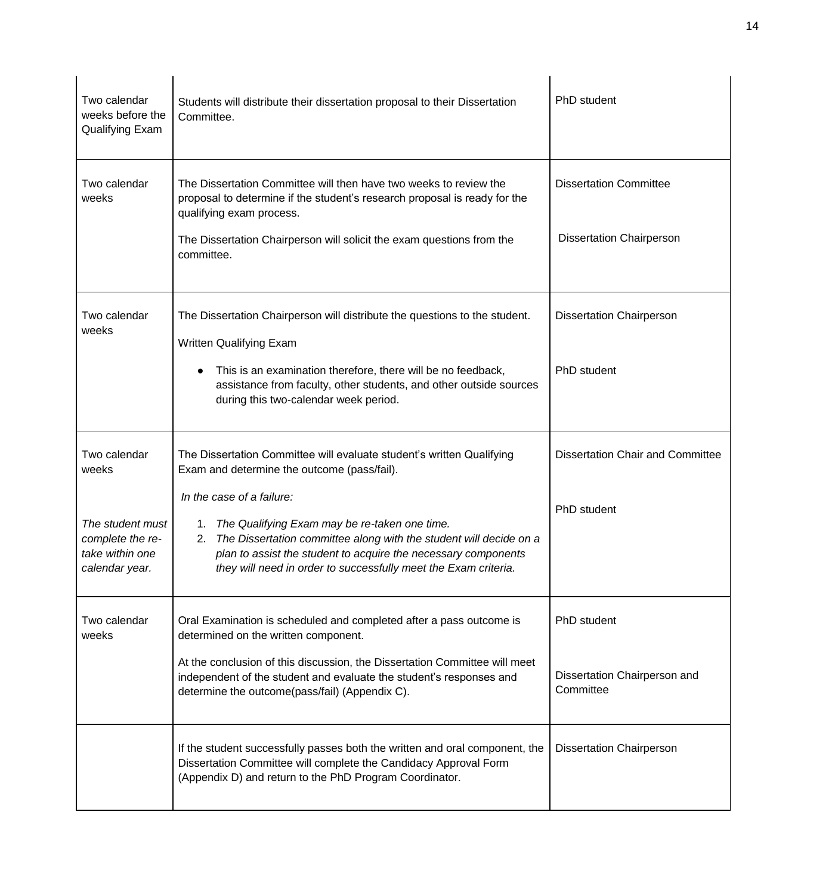| | | |
|---|---|---|
| Two calendar weeks before the Qualifying Exam | Students will distribute their dissertation proposal to their Dissertation Committee. | PhD student |
| Two calendar weeks | The Dissertation Committee will then have two weeks to review the proposal to determine if the student's research proposal is ready for the qualifying exam process.<br><br>The Dissertation Chairperson will solicit the exam questions from the committee. | Dissertation Committee<br><br>Dissertation Chairperson |
| Two calendar weeks | The Dissertation Chairperson will distribute the questions to the student.<br><br>Written Qualifying Exam<br><br>● This is an examination therefore, there will be no feedback, assistance from faculty, other students, and other outside sources during this two-calendar week period. | Dissertation Chairperson<br><br>PhD student |
| Two calendar weeks<br><br>*The student must complete the re-take within one calendar year.* | The Dissertation Committee will evaluate student's written Qualifying Exam and determine the outcome (pass/fail).<br><br>*In the case of a failure:*<br><br>1. *The Qualifying Exam may be re-taken one time.*<br>2. *The Dissertation committee along with the student will decide on a plan to assist the student to acquire the necessary components they will need in order to successfully meet the Exam criteria.* | Dissertation Chair and Committee<br><br>PhD student |
| Two calendar weeks | Oral Examination is scheduled and completed after a pass outcome is determined on the written component.<br><br>At the conclusion of this discussion, the Dissertation Committee will meet independent of the student and evaluate the student's responses and determine the outcome(pass/fail) (Appendix C). | PhD student<br><br>Dissertation Chairperson and Committee |
| | If the student successfully passes both the written and oral component, the Dissertation Committee will complete the Candidacy Approval Form (Appendix D) and return to the PhD Program Coordinator. | Dissertation Chairperson |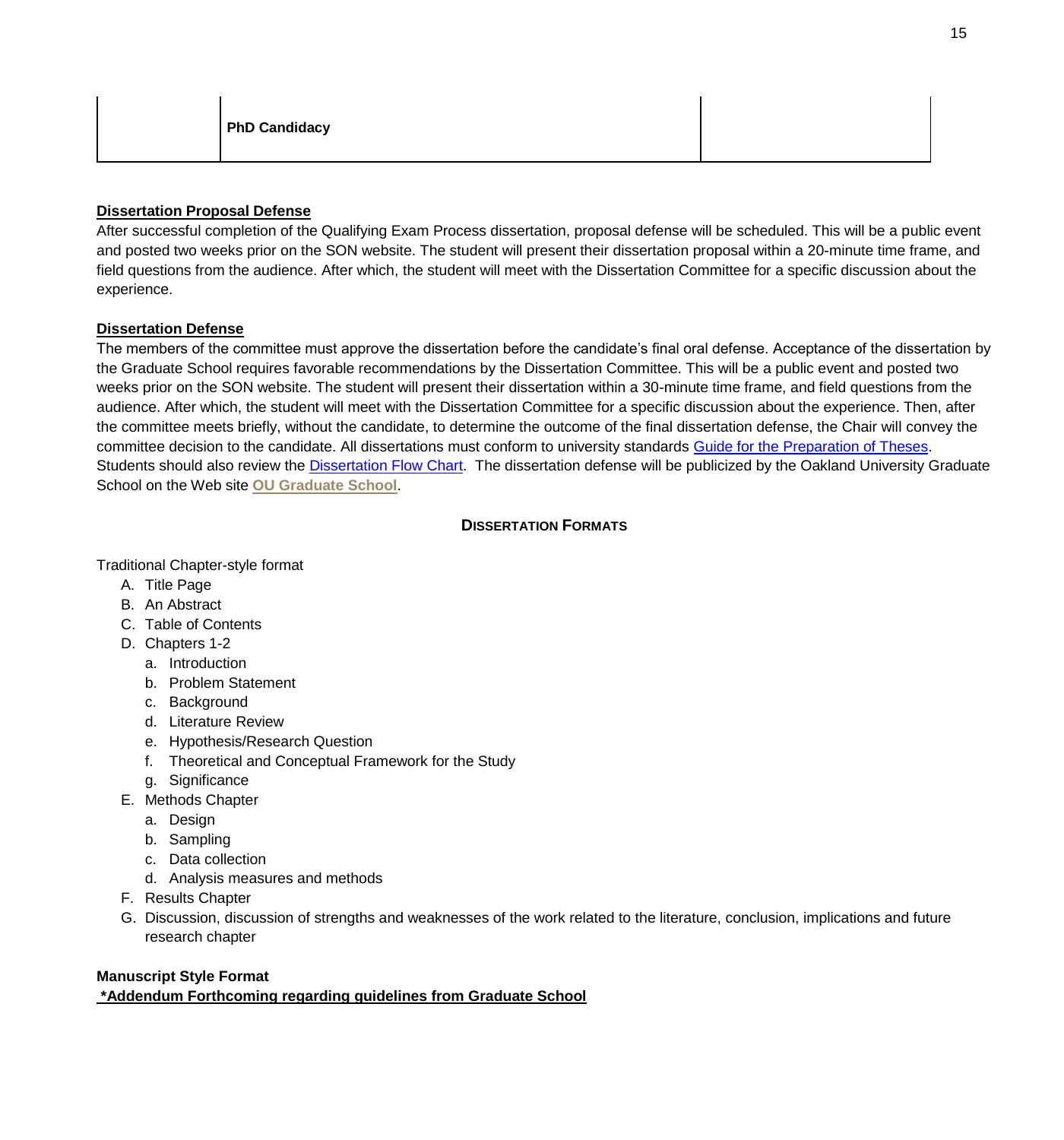| | PhD Candidacy | |
|---|---|---|

**Dissertation Proposal Defense**

After successful completion of the Qualifying Exam Process dissertation, proposal defense will be scheduled. This will be a public event and posted two weeks prior on the SON website. The student will present their dissertation proposal within a 20-minute time frame, and field questions from the audience. After which, the student will meet with the Dissertation Committee for a specific discussion about the experience.

**Dissertation Defense**

The members of the committee must approve the dissertation before the candidate's final oral defense. Acceptance of the dissertation by the Graduate School requires favorable recommendations by the Dissertation Committee. This will be a public event and posted two weeks prior on the SON website. The student will present their dissertation within a 30-minute time frame, and field questions from the audience. After which, the student will meet with the Dissertation Committee for a specific discussion about the experience. Then, after the committee meets briefly, without the candidate, to determine the outcome of the final dissertation defense, the Chair will convey the committee decision to the candidate. All dissertations must conform to university standards Guide for the Preparation of Theses. Students should also review the Dissertation Flow Chart. The dissertation defense will be publicized by the Oakland University Graduate School on the Web site **OU Graduate School**.

## DISSERTATION FORMATS

Traditional Chapter-style format

A. Title Page
B. An Abstract
C. Table of Contents
D. Chapters 1-2
   a. Introduction
   b. Problem Statement
   c. Background
   d. Literature Review
   e. Hypothesis/Research Question
   f. Theoretical and Conceptual Framework for the Study
   g. Significance
E. Methods Chapter
   a. Design
   b. Sampling
   c. Data collection
   d. Analysis measures and methods
F. Results Chapter
G. Discussion, discussion of strengths and weaknesses of the work related to the literature, conclusion, implications and future research chapter

**Manuscript Style Format**

**\*Addendum Forthcoming regarding guidelines from Graduate School**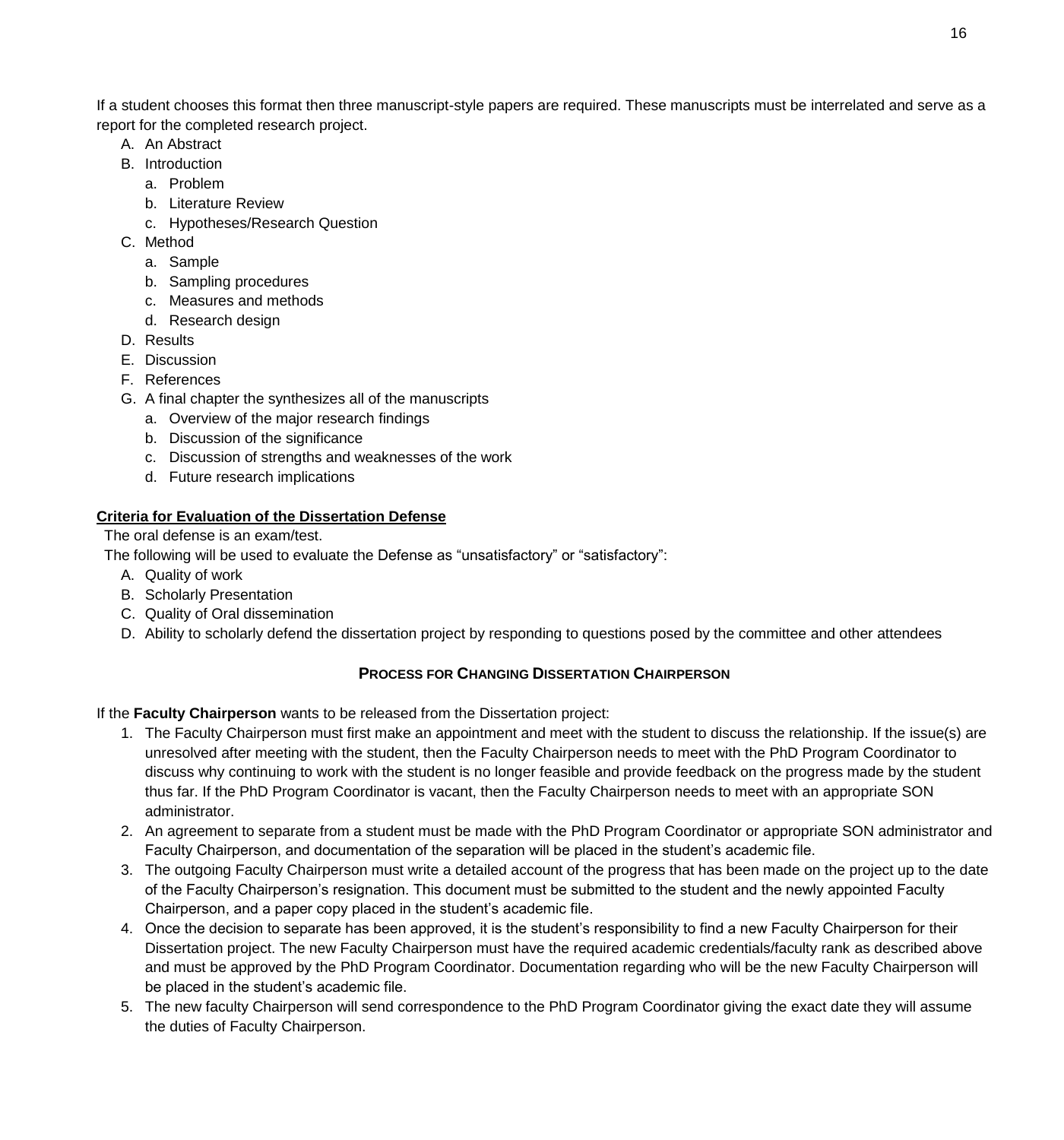If a student chooses this format then three manuscript-style papers are required. These manuscripts must be interrelated and serve as a report for the completed research project.

A. An Abstract
B. Introduction
    a. Problem
    b. Literature Review
    c. Hypotheses/Research Question
C. Method
    a. Sample
    b. Sampling procedures
    c. Measures and methods
    d. Research design
D. Results
E. Discussion
F. References
G. A final chapter the synthesizes all of the manuscripts
    a. Overview of the major research findings
    b. Discussion of the significance
    c. Discussion of strengths and weaknesses of the work
    d. Future research implications

**Criteria for Evaluation of the Dissertation Defense**

The oral defense is an exam/test.

The following will be used to evaluate the Defense as "unsatisfactory" or "satisfactory":

A. Quality of work
B. Scholarly Presentation
C. Quality of Oral dissemination
D. Ability to scholarly defend the dissertation project by responding to questions posed by the committee and other attendees

### PROCESS FOR CHANGING DISSERTATION CHAIRPERSON

If the **Faculty Chairperson** wants to be released from the Dissertation project:

1. The Faculty Chairperson must first make an appointment and meet with the student to discuss the relationship. If the issue(s) are unresolved after meeting with the student, then the Faculty Chairperson needs to meet with the PhD Program Coordinator to discuss why continuing to work with the student is no longer feasible and provide feedback on the progress made by the student thus far. If the PhD Program Coordinator is vacant, then the Faculty Chairperson needs to meet with an appropriate SON administrator.
2. An agreement to separate from a student must be made with the PhD Program Coordinator or appropriate SON administrator and Faculty Chairperson, and documentation of the separation will be placed in the student's academic file.
3. The outgoing Faculty Chairperson must write a detailed account of the progress that has been made on the project up to the date of the Faculty Chairperson's resignation. This document must be submitted to the student and the newly appointed Faculty Chairperson, and a paper copy placed in the student's academic file.
4. Once the decision to separate has been approved, it is the student's responsibility to find a new Faculty Chairperson for their Dissertation project. The new Faculty Chairperson must have the required academic credentials/faculty rank as described above and must be approved by the PhD Program Coordinator. Documentation regarding who will be the new Faculty Chairperson will be placed in the student's academic file.
5. The new faculty Chairperson will send correspondence to the PhD Program Coordinator giving the exact date they will assume the duties of Faculty Chairperson.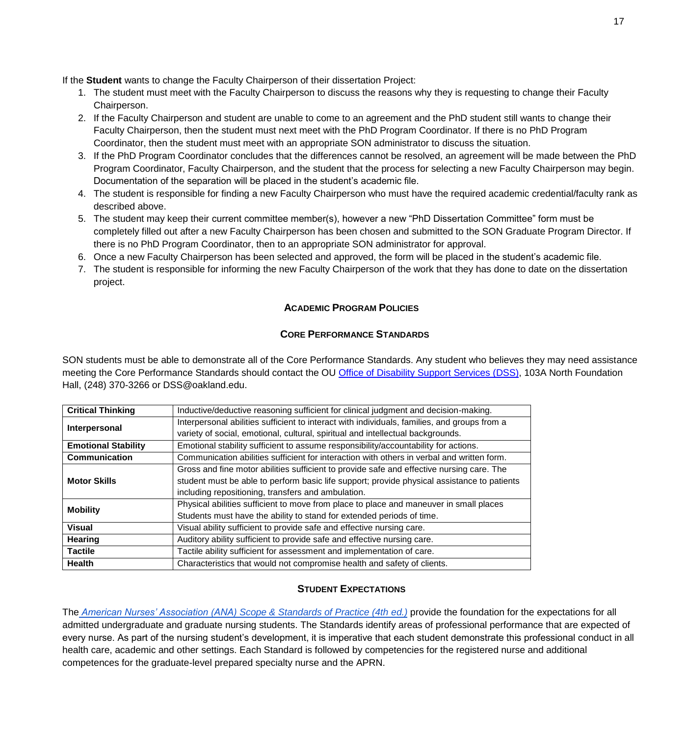If the **Student** wants to change the Faculty Chairperson of their dissertation Project:

1. The student must meet with the Faculty Chairperson to discuss the reasons why they is requesting to change their Faculty Chairperson.
2. If the Faculty Chairperson and student are unable to come to an agreement and the PhD student still wants to change their Faculty Chairperson, then the student must next meet with the PhD Program Coordinator. If there is no PhD Program Coordinator, then the student must meet with an appropriate SON administrator to discuss the situation.
3. If the PhD Program Coordinator concludes that the differences cannot be resolved, an agreement will be made between the PhD Program Coordinator, Faculty Chairperson, and the student that the process for selecting a new Faculty Chairperson may begin. Documentation of the separation will be placed in the student's academic file.
4. The student is responsible for finding a new Faculty Chairperson who must have the required academic credential/faculty rank as described above.
5. The student may keep their current committee member(s), however a new "PhD Dissertation Committee" form must be completely filled out after a new Faculty Chairperson has been chosen and submitted to the SON Graduate Program Director. If there is no PhD Program Coordinator, then to an appropriate SON administrator for approval.
6. Once a new Faculty Chairperson has been selected and approved, the form will be placed in the student's academic file.
7. The student is responsible for informing the new Faculty Chairperson of the work that they has done to date on the dissertation project.

## Academic Program Policies

### Core Performance Standards

SON students must be able to demonstrate all of the Core Performance Standards. Any student who believes they may need assistance meeting the Core Performance Standards should contact the OU Office of Disability Support Services (DSS), 103A North Foundation Hall, (248) 370-3266 or DSS@oakland.edu.

| | |
|---|---|
| **Critical Thinking** | Inductive/deductive reasoning sufficient for clinical judgment and decision-making. |
| **Interpersonal** | Interpersonal abilities sufficient to interact with individuals, families, and groups from a variety of social, emotional, cultural, spiritual and intellectual backgrounds. |
| **Emotional Stability** | Emotional stability sufficient to assume responsibility/accountability for actions. |
| **Communication** | Communication abilities sufficient for interaction with others in verbal and written form. |
| **Motor Skills** | Gross and fine motor abilities sufficient to provide safe and effective nursing care. The student must be able to perform basic life support; provide physical assistance to patients including repositioning, transfers and ambulation. |
| **Mobility** | Physical abilities sufficient to move from place to place and maneuver in small places Students must have the ability to stand for extended periods of time. |
| **Visual** | Visual ability sufficient to provide safe and effective nursing care. |
| **Hearing** | Auditory ability sufficient to provide safe and effective nursing care. |
| **Tactile** | Tactile ability sufficient for assessment and implementation of care. |
| **Health** | Characteristics that would not compromise health and safety of clients. |

### Student Expectations

The *American Nurses' Association (ANA) Scope & Standards of Practice (4th ed.)* provide the foundation for the expectations for all admitted undergraduate and graduate nursing students. The Standards identify areas of professional performance that are expected of every nurse. As part of the nursing student's development, it is imperative that each student demonstrate this professional conduct in all health care, academic and other settings. Each Standard is followed by competencies for the registered nurse and additional competences for the graduate-level prepared specialty nurse and the APRN.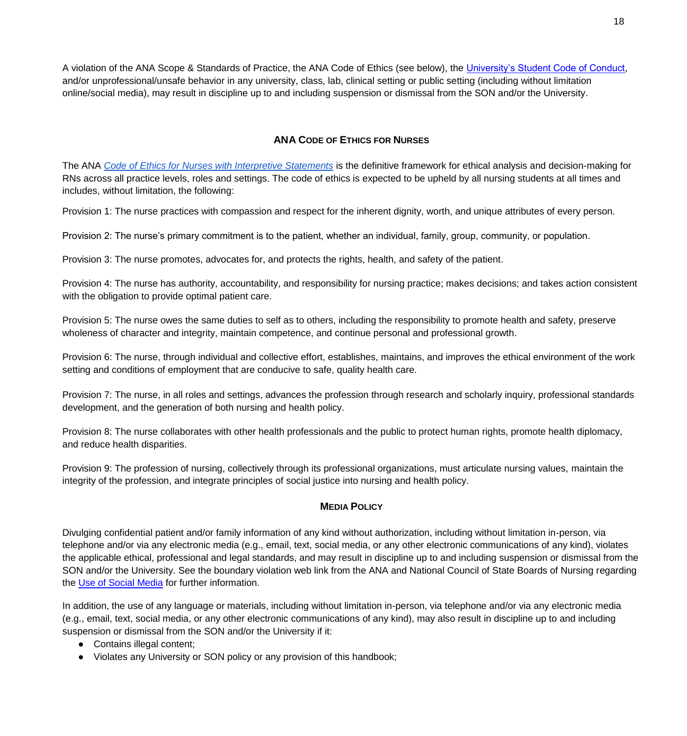A violation of the ANA Scope & Standards of Practice, the ANA Code of Ethics (see below), the [University's Student Code of Conduct](), and/or unprofessional/unsafe behavior in any university, class, lab, clinical setting or public setting (including without limitation online/social media), may result in discipline up to and including suspension or dismissal from the SON and/or the University.

## ANA Code of Ethics for Nurses

The ANA *Code of Ethics for Nurses with Interpretive Statements* is the definitive framework for ethical analysis and decision-making for RNs across all practice levels, roles and settings. The code of ethics is expected to be upheld by all nursing students at all times and includes, without limitation, the following:

Provision 1: The nurse practices with compassion and respect for the inherent dignity, worth, and unique attributes of every person.

Provision 2: The nurse's primary commitment is to the patient, whether an individual, family, group, community, or population.

Provision 3: The nurse promotes, advocates for, and protects the rights, health, and safety of the patient.

Provision 4: The nurse has authority, accountability, and responsibility for nursing practice; makes decisions; and takes action consistent with the obligation to provide optimal patient care.

Provision 5: The nurse owes the same duties to self as to others, including the responsibility to promote health and safety, preserve wholeness of character and integrity, maintain competence, and continue personal and professional growth.

Provision 6: The nurse, through individual and collective effort, establishes, maintains, and improves the ethical environment of the work setting and conditions of employment that are conducive to safe, quality health care.

Provision 7: The nurse, in all roles and settings, advances the profession through research and scholarly inquiry, professional standards development, and the generation of both nursing and health policy.

Provision 8: The nurse collaborates with other health professionals and the public to protect human rights, promote health diplomacy, and reduce health disparities.

Provision 9: The profession of nursing, collectively through its professional organizations, must articulate nursing values, maintain the integrity of the profession, and integrate principles of social justice into nursing and health policy.

## Media Policy

Divulging confidential patient and/or family information of any kind without authorization, including without limitation in-person, via telephone and/or via any electronic media (e.g., email, text, social media, or any other electronic communications of any kind), violates the applicable ethical, professional and legal standards, and may result in discipline up to and including suspension or dismissal from the SON and/or the University. See the boundary violation web link from the ANA and National Council of State Boards of Nursing regarding the Use of Social Media for further information.

In addition, the use of any language or materials, including without limitation in-person, via telephone and/or via any electronic media (e.g., email, text, social media, or any other electronic communications of any kind), may also result in discipline up to and including suspension or dismissal from the SON and/or the University if it:

- Contains illegal content;
- Violates any University or SON policy or any provision of this handbook;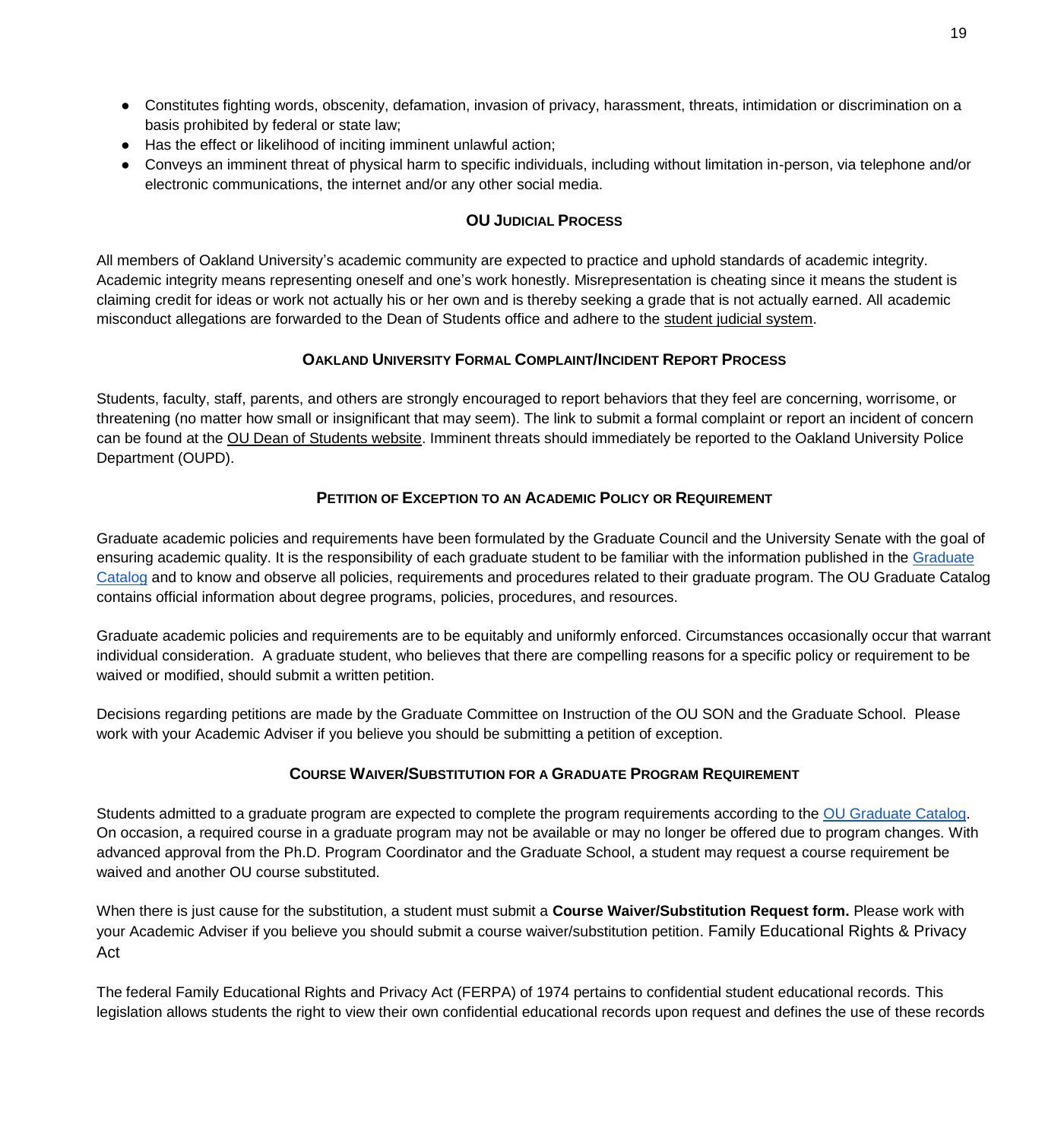- Constitutes fighting words, obscenity, defamation, invasion of privacy, harassment, threats, intimidation or discrimination on a basis prohibited by federal or state law;
- Has the effect or likelihood of inciting imminent unlawful action;
- Conveys an imminent threat of physical harm to specific individuals, including without limitation in-person, via telephone and/or electronic communications, the internet and/or any other social media.

## OU Judicial Process

All members of Oakland University's academic community are expected to practice and uphold standards of academic integrity. Academic integrity means representing oneself and one's work honestly. Misrepresentation is cheating since it means the student is claiming credit for ideas or work not actually his or her own and is thereby seeking a grade that is not actually earned. All academic misconduct allegations are forwarded to the Dean of Students office and adhere to the student judicial system.

## Oakland University Formal Complaint/Incident Report Process

Students, faculty, staff, parents, and others are strongly encouraged to report behaviors that they feel are concerning, worrisome, or threatening (no matter how small or insignificant that may seem). The link to submit a formal complaint or report an incident of concern can be found at the OU Dean of Students website. Imminent threats should immediately be reported to the Oakland University Police Department (OUPD).

## Petition of Exception to an Academic Policy or Requirement

Graduate academic policies and requirements have been formulated by the Graduate Council and the University Senate with the goal of ensuring academic quality. It is the responsibility of each graduate student to be familiar with the information published in the Graduate Catalog and to know and observe all policies, requirements and procedures related to their graduate program. The OU Graduate Catalog contains official information about degree programs, policies, procedures, and resources.

Graduate academic policies and requirements are to be equitably and uniformly enforced. Circumstances occasionally occur that warrant individual consideration. A graduate student, who believes that there are compelling reasons for a specific policy or requirement to be waived or modified, should submit a written petition.

Decisions regarding petitions are made by the Graduate Committee on Instruction of the OU SON and the Graduate School. Please work with your Academic Adviser if you believe you should be submitting a petition of exception.

## Course Waiver/Substitution for a Graduate Program Requirement

Students admitted to a graduate program are expected to complete the program requirements according to the OU Graduate Catalog. On occasion, a required course in a graduate program may not be available or may no longer be offered due to program changes. With advanced approval from the Ph.D. Program Coordinator and the Graduate School, a student may request a course requirement be waived and another OU course substituted.

When there is just cause for the substitution, a student must submit a **Course Waiver/Substitution Request form.** Please work with your Academic Adviser if you believe you should submit a course waiver/substitution petition. Family Educational Rights & Privacy Act

The federal Family Educational Rights and Privacy Act (FERPA) of 1974 pertains to confidential student educational records. This legislation allows students the right to view their own confidential educational records upon request and defines the use of these records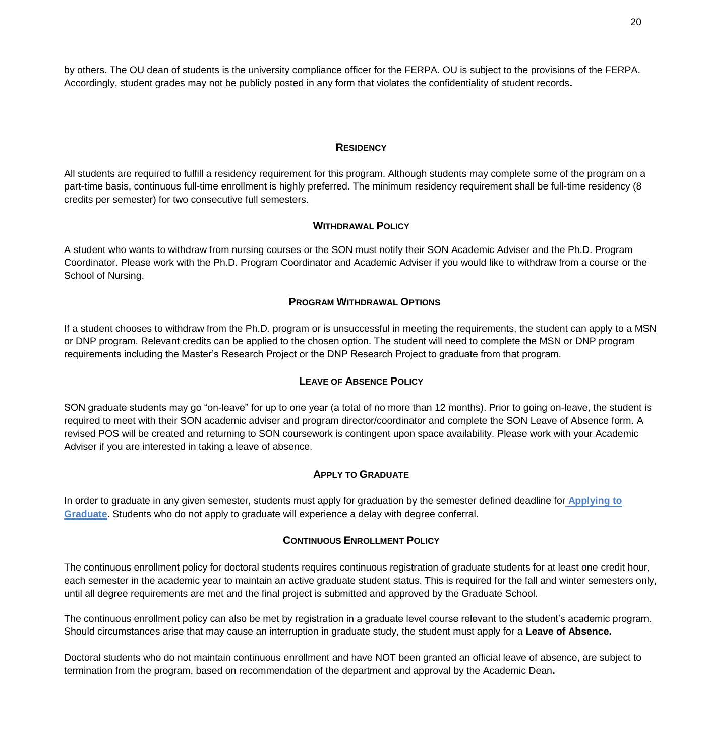by others. The OU dean of students is the university compliance officer for the FERPA. OU is subject to the provisions of the FERPA. Accordingly, student grades may not be publicly posted in any form that violates the confidentiality of student records**.**

## RESIDENCY

All students are required to fulfill a residency requirement for this program. Although students may complete some of the program on a part-time basis, continuous full-time enrollment is highly preferred. The minimum residency requirement shall be full-time residency (8 credits per semester) for two consecutive full semesters.

## WITHDRAWAL POLICY

A student who wants to withdraw from nursing courses or the SON must notify their SON Academic Adviser and the Ph.D. Program Coordinator. Please work with the Ph.D. Program Coordinator and Academic Adviser if you would like to withdraw from a course or the School of Nursing.

## PROGRAM WITHDRAWAL OPTIONS

If a student chooses to withdraw from the Ph.D. program or is unsuccessful in meeting the requirements, the student can apply to a MSN or DNP program. Relevant credits can be applied to the chosen option. The student will need to complete the MSN or DNP program requirements including the Master's Research Project or the DNP Research Project to graduate from that program.

## LEAVE OF ABSENCE POLICY

SON graduate students may go "on-leave" for up to one year (a total of no more than 12 months). Prior to going on-leave, the student is required to meet with their SON academic adviser and program director/coordinator and complete the SON Leave of Absence form. A revised POS will be created and returning to SON coursework is contingent upon space availability. Please work with your Academic Adviser if you are interested in taking a leave of absence.

## APPLY TO GRADUATE

In order to graduate in any given semester, students must apply for graduation by the semester defined deadline for **Applying to Graduate**. Students who do not apply to graduate will experience a delay with degree conferral.

## CONTINUOUS ENROLLMENT POLICY

The continuous enrollment policy for doctoral students requires continuous registration of graduate students for at least one credit hour, each semester in the academic year to maintain an active graduate student status. This is required for the fall and winter semesters only, until all degree requirements are met and the final project is submitted and approved by the Graduate School.

The continuous enrollment policy can also be met by registration in a graduate level course relevant to the student's academic program. Should circumstances arise that may cause an interruption in graduate study, the student must apply for a **Leave of Absence.**

Doctoral students who do not maintain continuous enrollment and have NOT been granted an official leave of absence, are subject to termination from the program, based on recommendation of the department and approval by the Academic Dean**.**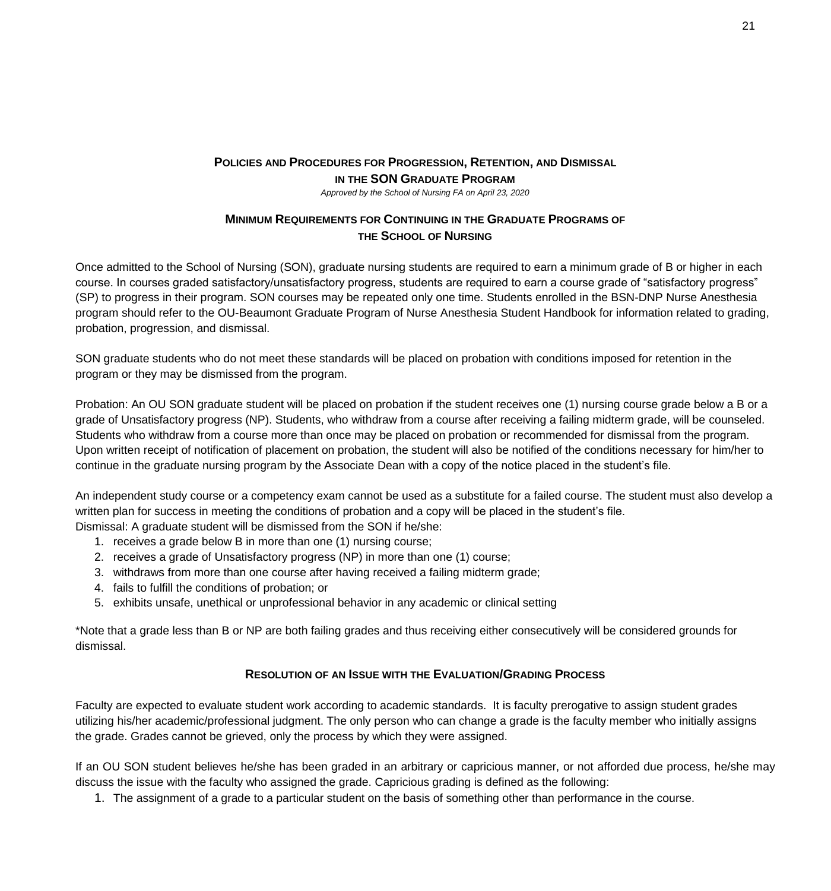## Policies and Procedures for Progression, Retention, and Dismissal in the SON Graduate Program

*Approved by the School of Nursing FA on April 23, 2020*

### Minimum Requirements for Continuing in the Graduate Programs of the School of Nursing

Once admitted to the School of Nursing (SON), graduate nursing students are required to earn a minimum grade of B or higher in each course. In courses graded satisfactory/unsatisfactory progress, students are required to earn a course grade of "satisfactory progress" (SP) to progress in their program. SON courses may be repeated only one time. Students enrolled in the BSN-DNP Nurse Anesthesia program should refer to the OU-Beaumont Graduate Program of Nurse Anesthesia Student Handbook for information related to grading, probation, progression, and dismissal.

SON graduate students who do not meet these standards will be placed on probation with conditions imposed for retention in the program or they may be dismissed from the program.

Probation: An OU SON graduate student will be placed on probation if the student receives one (1) nursing course grade below a B or a grade of Unsatisfactory progress (NP). Students, who withdraw from a course after receiving a failing midterm grade, will be counseled. Students who withdraw from a course more than once may be placed on probation or recommended for dismissal from the program. Upon written receipt of notification of placement on probation, the student will also be notified of the conditions necessary for him/her to continue in the graduate nursing program by the Associate Dean with a copy of the notice placed in the student's file.

An independent study course or a competency exam cannot be used as a substitute for a failed course. The student must also develop a written plan for success in meeting the conditions of probation and a copy will be placed in the student's file.

Dismissal: A graduate student will be dismissed from the SON if he/she:

1. receives a grade below B in more than one (1) nursing course;
2. receives a grade of Unsatisfactory progress (NP) in more than one (1) course;
3. withdraws from more than one course after having received a failing midterm grade;
4. fails to fulfill the conditions of probation; or
5. exhibits unsafe, unethical or unprofessional behavior in any academic or clinical setting

*Note that a grade less than B or NP are both failing grades and thus receiving either consecutively will be considered grounds for dismissal.

### Resolution of an Issue with the Evaluation/Grading Process

Faculty are expected to evaluate student work according to academic standards. It is faculty prerogative to assign student grades utilizing his/her academic/professional judgment. The only person who can change a grade is the faculty member who initially assigns the grade. Grades cannot be grieved, only the process by which they were assigned.

If an OU SON student believes he/she has been graded in an arbitrary or capricious manner, or not afforded due process, he/she may discuss the issue with the faculty who assigned the grade. Capricious grading is defined as the following:

1. The assignment of a grade to a particular student on the basis of something other than performance in the course.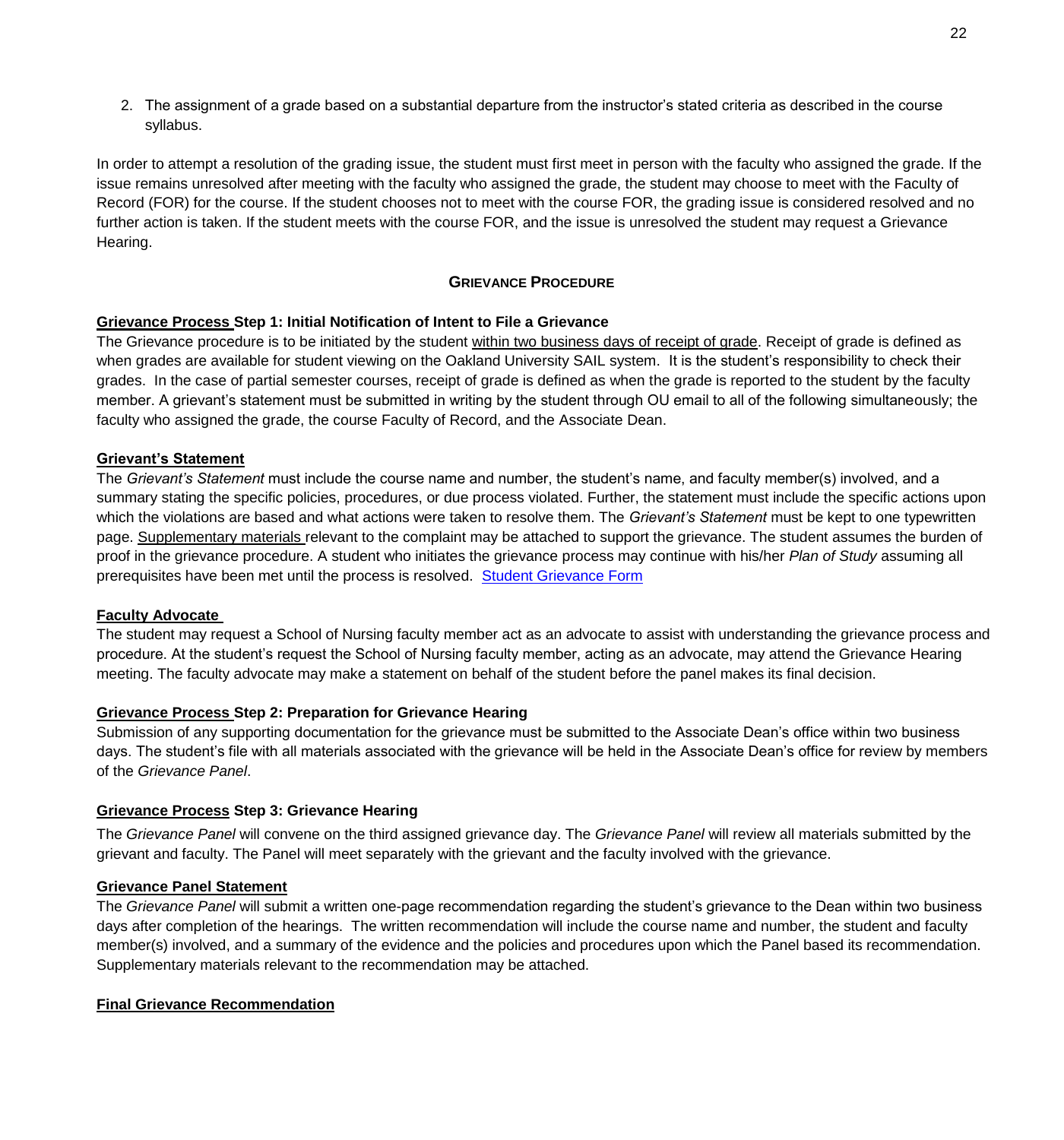2. The assignment of a grade based on a substantial departure from the instructor's stated criteria as described in the course syllabus.

In order to attempt a resolution of the grading issue, the student must first meet in person with the faculty who assigned the grade. If the issue remains unresolved after meeting with the faculty who assigned the grade, the student may choose to meet with the Faculty of Record (FOR) for the course. If the student chooses not to meet with the course FOR, the grading issue is considered resolved and no further action is taken. If the student meets with the course FOR, and the issue is unresolved the student may request a Grievance Hearing.

## GRIEVANCE PROCEDURE

**Grievance Process Step 1: Initial Notification of Intent to File a Grievance**

The Grievance procedure is to be initiated by the student within two business days of receipt of grade. Receipt of grade is defined as when grades are available for student viewing on the Oakland University SAIL system. It is the student's responsibility to check their grades. In the case of partial semester courses, receipt of grade is defined as when the grade is reported to the student by the faculty member. A grievant's statement must be submitted in writing by the student through OU email to all of the following simultaneously; the faculty who assigned the grade, the course Faculty of Record, and the Associate Dean.

**Grievant's Statement**

The *Grievant's Statement* must include the course name and number, the student's name, and faculty member(s) involved, and a summary stating the specific policies, procedures, or due process violated. Further, the statement must include the specific actions upon which the violations are based and what actions were taken to resolve them. The *Grievant's Statement* must be kept to one typewritten page. Supplementary materials relevant to the complaint may be attached to support the grievance. The student assumes the burden of proof in the grievance procedure. A student who initiates the grievance process may continue with his/her *Plan of Study* assuming all prerequisites have been met until the process is resolved. [Student Grievance Form]

**Faculty Advocate**

The student may request a School of Nursing faculty member act as an advocate to assist with understanding the grievance process and procedure. At the student's request the School of Nursing faculty member, acting as an advocate, may attend the Grievance Hearing meeting. The faculty advocate may make a statement on behalf of the student before the panel makes its final decision.

**Grievance Process Step 2: Preparation for Grievance Hearing**

Submission of any supporting documentation for the grievance must be submitted to the Associate Dean's office within two business days. The student's file with all materials associated with the grievance will be held in the Associate Dean's office for review by members of the *Grievance Panel*.

**Grievance Process Step 3: Grievance Hearing**

The *Grievance Panel* will convene on the third assigned grievance day. The *Grievance Panel* will review all materials submitted by the grievant and faculty. The Panel will meet separately with the grievant and the faculty involved with the grievance.

**Grievance Panel Statement**

The *Grievance Panel* will submit a written one-page recommendation regarding the student's grievance to the Dean within two business days after completion of the hearings. The written recommendation will include the course name and number, the student and faculty member(s) involved, and a summary of the evidence and the policies and procedures upon which the Panel based its recommendation. Supplementary materials relevant to the recommendation may be attached.

**Final Grievance Recommendation**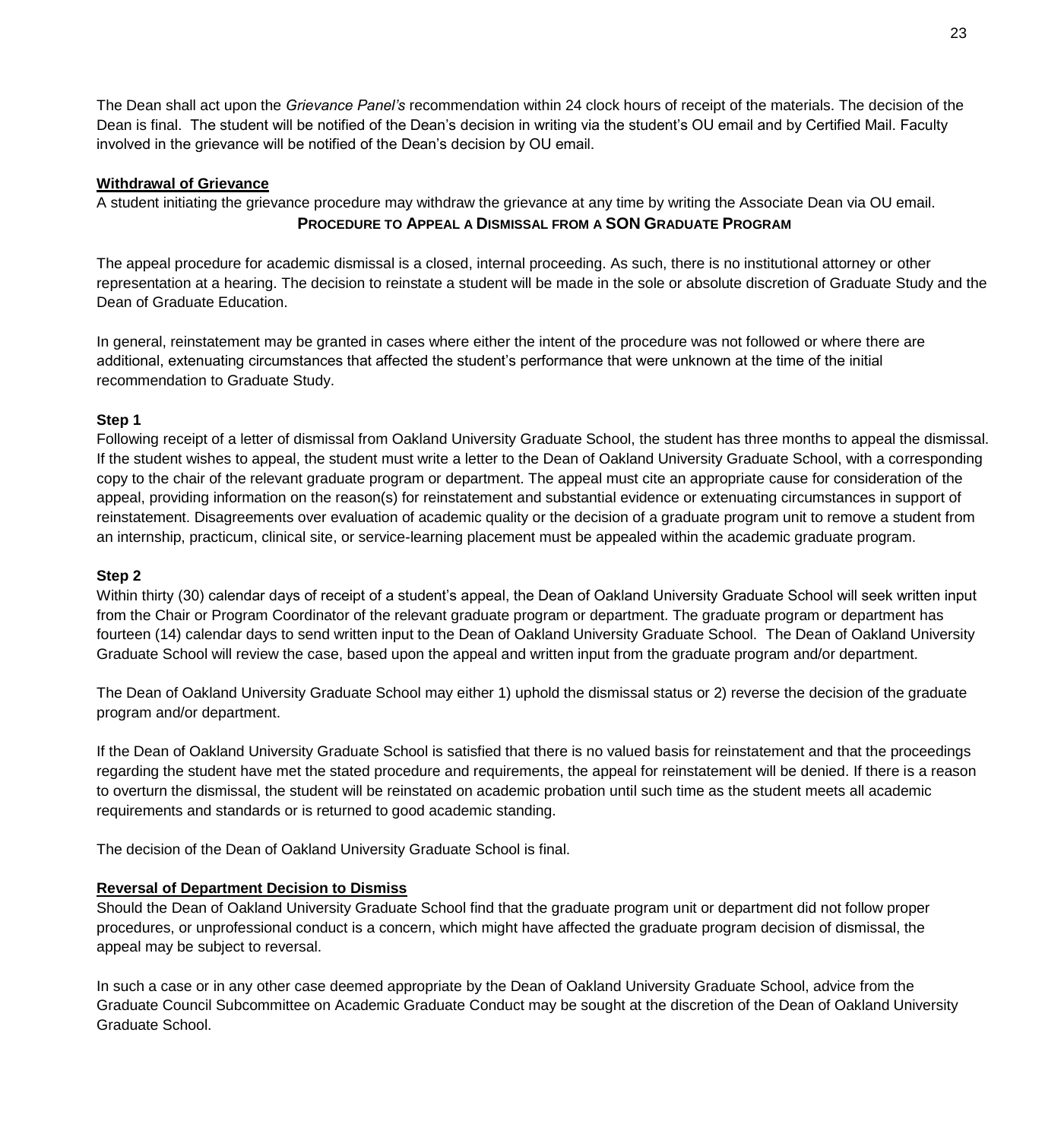The Dean shall act upon the *Grievance Panel's* recommendation within 24 clock hours of receipt of the materials. The decision of the Dean is final. The student will be notified of the Dean's decision in writing via the student's OU email and by Certified Mail. Faculty involved in the grievance will be notified of the Dean's decision by OU email.

**Withdrawal of Grievance**

A student initiating the grievance procedure may withdraw the grievance at any time by writing the Associate Dean via OU email.

## PROCEDURE TO APPEAL A DISMISSAL FROM A SON GRADUATE PROGRAM

The appeal procedure for academic dismissal is a closed, internal proceeding. As such, there is no institutional attorney or other representation at a hearing. The decision to reinstate a student will be made in the sole or absolute discretion of Graduate Study and the Dean of Graduate Education.

In general, reinstatement may be granted in cases where either the intent of the procedure was not followed or where there are additional, extenuating circumstances that affected the student's performance that were unknown at the time of the initial recommendation to Graduate Study.

**Step 1**

Following receipt of a letter of dismissal from Oakland University Graduate School, the student has three months to appeal the dismissal. If the student wishes to appeal, the student must write a letter to the Dean of Oakland University Graduate School, with a corresponding copy to the chair of the relevant graduate program or department. The appeal must cite an appropriate cause for consideration of the appeal, providing information on the reason(s) for reinstatement and substantial evidence or extenuating circumstances in support of reinstatement. Disagreements over evaluation of academic quality or the decision of a graduate program unit to remove a student from an internship, practicum, clinical site, or service-learning placement must be appealed within the academic graduate program.

**Step 2**

Within thirty (30) calendar days of receipt of a student's appeal, the Dean of Oakland University Graduate School will seek written input from the Chair or Program Coordinator of the relevant graduate program or department. The graduate program or department has fourteen (14) calendar days to send written input to the Dean of Oakland University Graduate School. The Dean of Oakland University Graduate School will review the case, based upon the appeal and written input from the graduate program and/or department.

The Dean of Oakland University Graduate School may either 1) uphold the dismissal status or 2) reverse the decision of the graduate program and/or department.

If the Dean of Oakland University Graduate School is satisfied that there is no valued basis for reinstatement and that the proceedings regarding the student have met the stated procedure and requirements, the appeal for reinstatement will be denied. If there is a reason to overturn the dismissal, the student will be reinstated on academic probation until such time as the student meets all academic requirements and standards or is returned to good academic standing.

The decision of the Dean of Oakland University Graduate School is final.

**Reversal of Department Decision to Dismiss**

Should the Dean of Oakland University Graduate School find that the graduate program unit or department did not follow proper procedures, or unprofessional conduct is a concern, which might have affected the graduate program decision of dismissal, the appeal may be subject to reversal.

In such a case or in any other case deemed appropriate by the Dean of Oakland University Graduate School, advice from the Graduate Council Subcommittee on Academic Graduate Conduct may be sought at the discretion of the Dean of Oakland University Graduate School.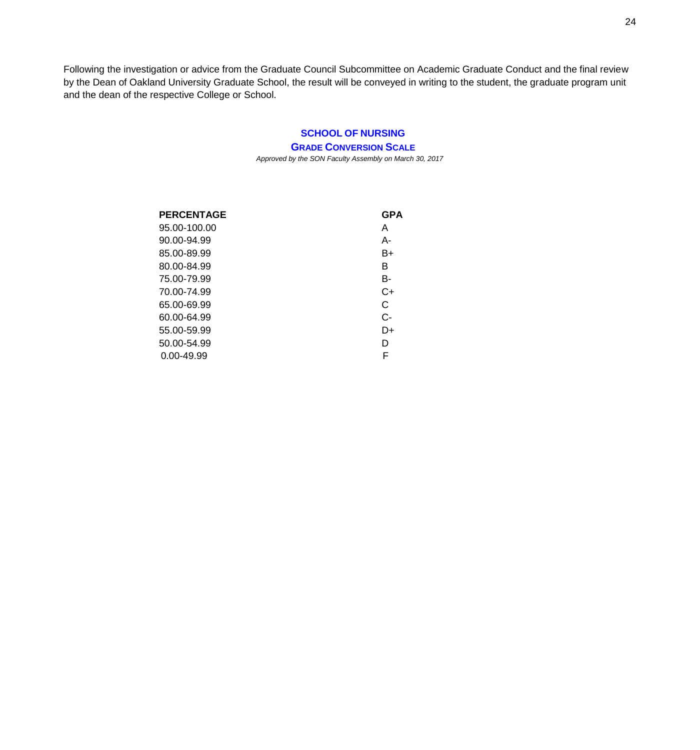Following the investigation or advice from the Graduate Council Subcommittee on Academic Graduate Conduct and the final review by the Dean of Oakland University Graduate School, the result will be conveyed in writing to the student, the graduate program unit and the dean of the respective College or School.

## SCHOOL OF NURSING

### GRADE CONVERSION SCALE

*Approved by the SON Faculty Assembly on March 30, 2017*

| PERCENTAGE | GPA |
|---|---|
| 95.00-100.00 | A |
| 90.00-94.99 | A- |
| 85.00-89.99 | B+ |
| 80.00-84.99 | B |
| 75.00-79.99 | B- |
| 70.00-74.99 | C+ |
| 65.00-69.99 | C |
| 60.00-64.99 | C- |
| 55.00-59.99 | D+ |
| 50.00-54.99 | D |
| 0.00-49.99 | F |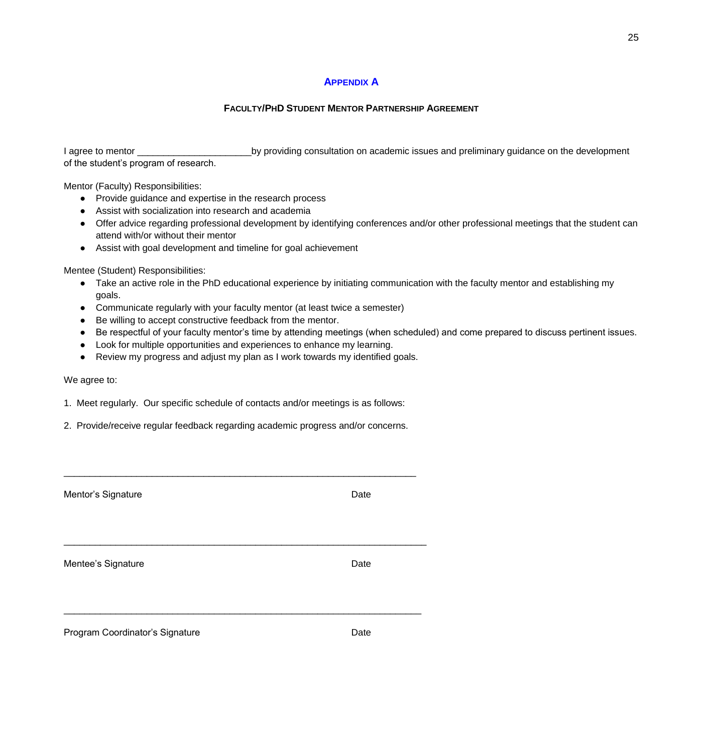## Appendix A

### Faculty/PhD Student Mentor Partnership Agreement

I agree to mentor _____________________by providing consultation on academic issues and preliminary guidance on the development of the student's program of research.

Mentor (Faculty) Responsibilities:

- Provide guidance and expertise in the research process
- Assist with socialization into research and academia
- Offer advice regarding professional development by identifying conferences and/or other professional meetings that the student can attend with/or without their mentor
- Assist with goal development and timeline for goal achievement

Mentee (Student) Responsibilities:

- Take an active role in the PhD educational experience by initiating communication with the faculty mentor and establishing my goals.
- Communicate regularly with your faculty mentor (at least twice a semester)
- Be willing to accept constructive feedback from the mentor.
- Be respectful of your faculty mentor's time by attending meetings (when scheduled) and come prepared to discuss pertinent issues.
- Look for multiple opportunities and experiences to enhance my learning.
- Review my progress and adjust my plan as I work towards my identified goals.

We agree to:

1. Meet regularly. Our specific schedule of contacts and/or meetings is as follows:

2. Provide/receive regular feedback regarding academic progress and/or concerns.

_________________________________________________________________

Mentor's Signature Date

_________________________________________________________________

Mentee's Signature Date

_________________________________________________________________

Program Coordinator's Signature Date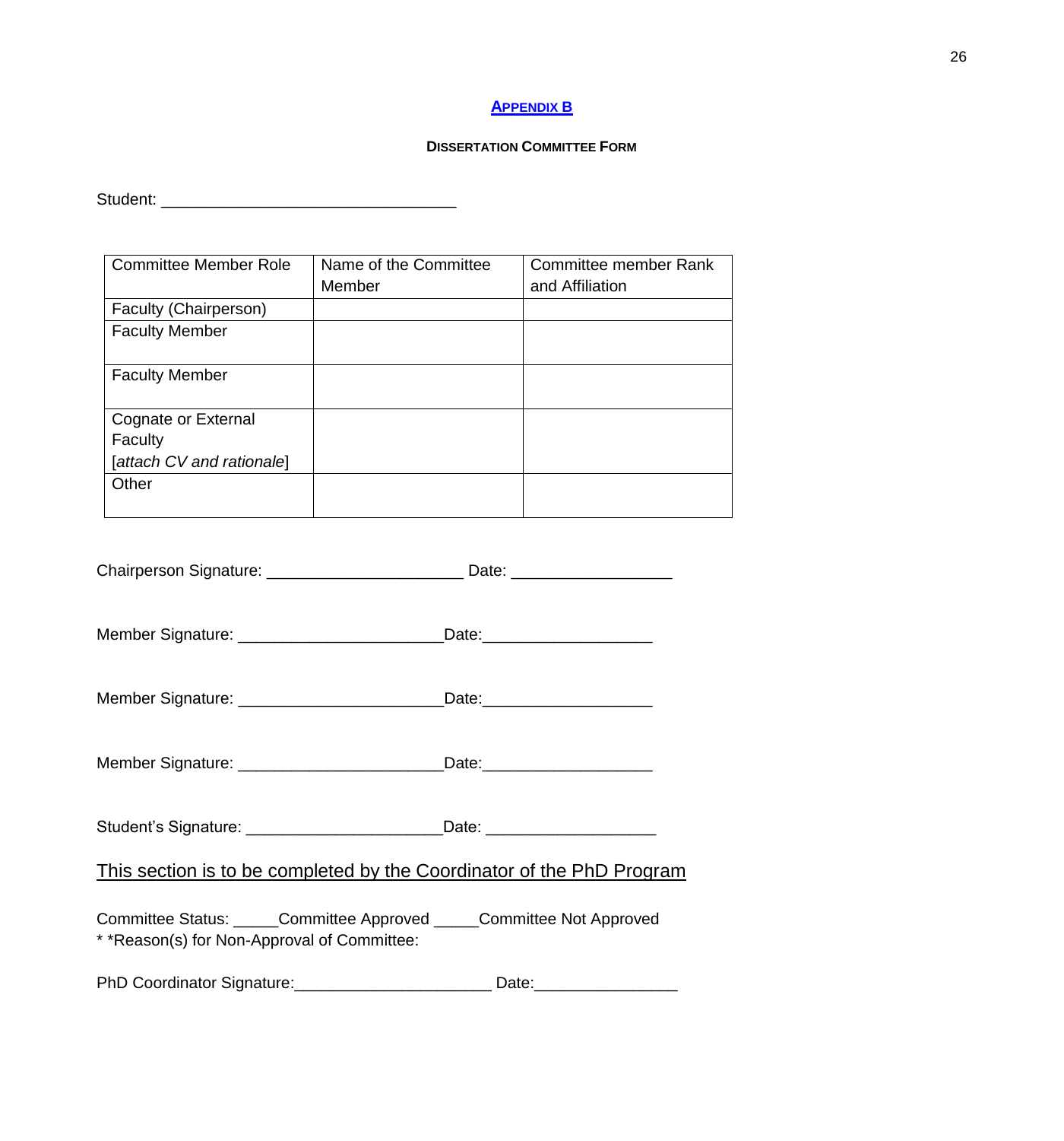## [Appendix B]()

### Dissertation Committee Form

Student: _________________________________

| Committee Member Role | Name of the Committee Member | Committee member Rank and Affiliation |
|---|---|---|
| Faculty (Chairperson) | | |
| Faculty Member | | |
| Faculty Member | | |
| Cognate or External Faculty [*attach CV and rationale*] | | |
| Other | | |

Chairperson Signature: ______________________ Date: __________________

Member Signature: _______________________Date:___________________

Member Signature: _______________________Date:___________________

Member Signature: _______________________Date:___________________

Student's Signature: ______________________Date: ___________________

<u>This section is to be completed by the Coordinator of the PhD Program</u>

Committee Status: _____Committee Approved _____Committee Not Approved
* *Reason(s) for Non-Approval of Committee:

PhD Coordinator Signature:______________________ Date:________________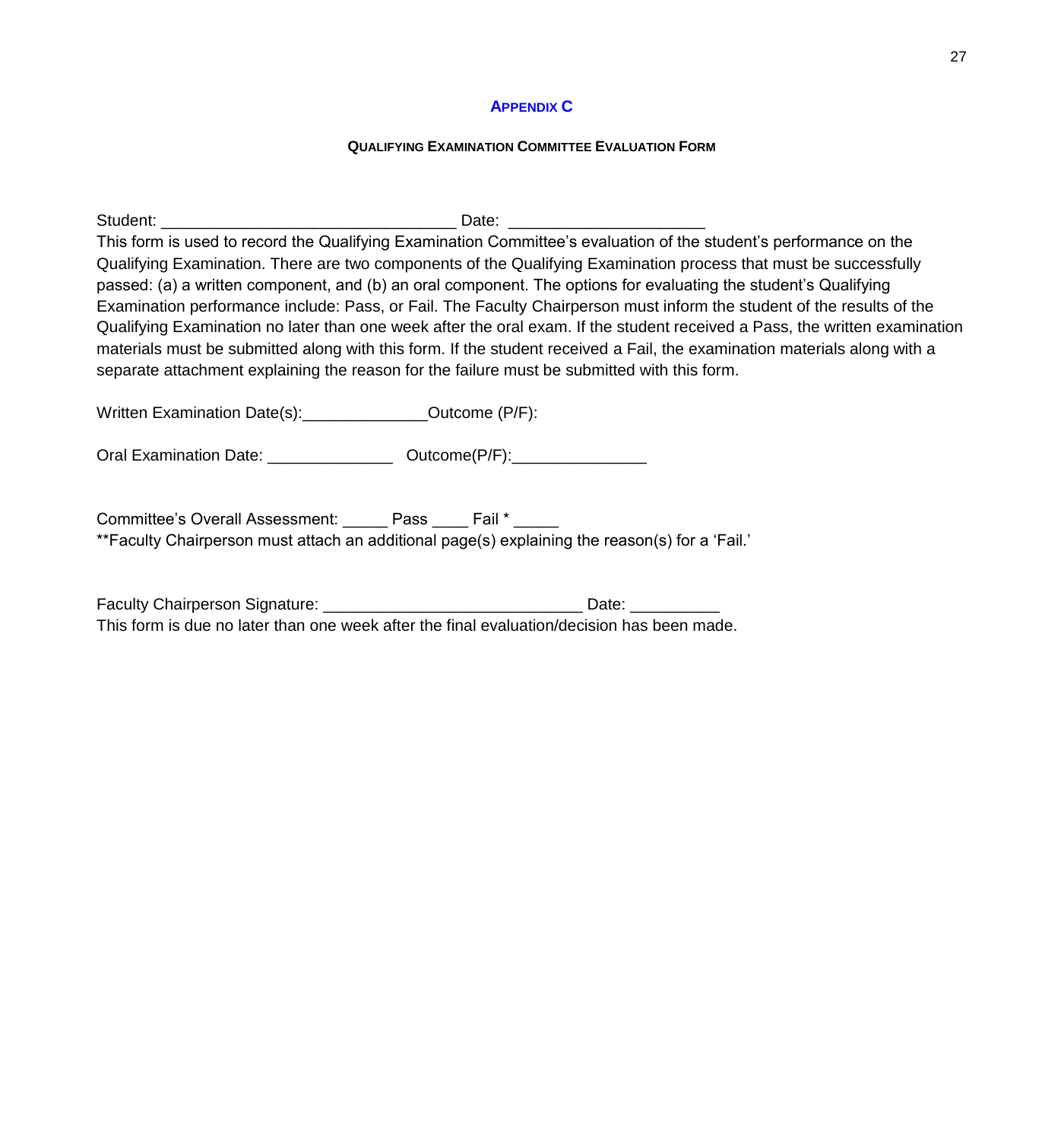## APPENDIX C

### QUALIFYING EXAMINATION COMMITTEE EVALUATION FORM

Student: ________________________________ Date: _____________________

This form is used to record the Qualifying Examination Committee's evaluation of the student's performance on the Qualifying Examination. There are two components of the Qualifying Examination process that must be successfully passed: (a) a written component, and (b) an oral component. The options for evaluating the student's Qualifying Examination performance include: Pass, or Fail. The Faculty Chairperson must inform the student of the results of the Qualifying Examination no later than one week after the oral exam. If the student received a Pass, the written examination materials must be submitted along with this form. If the student received a Fail, the examination materials along with a separate attachment explaining the reason for the failure must be submitted with this form.

Written Examination Date(s):_____________Outcome (P/F):

Oral Examination Date: _____________ Outcome(P/F):______________

Committee's Overall Assessment: _____ Pass ____ Fail * _____

**Faculty Chairperson must attach an additional page(s) explaining the reason(s) for a 'Fail.'

Faculty Chairperson Signature: ____________________________ Date: __________

This form is due no later than one week after the final evaluation/decision has been made.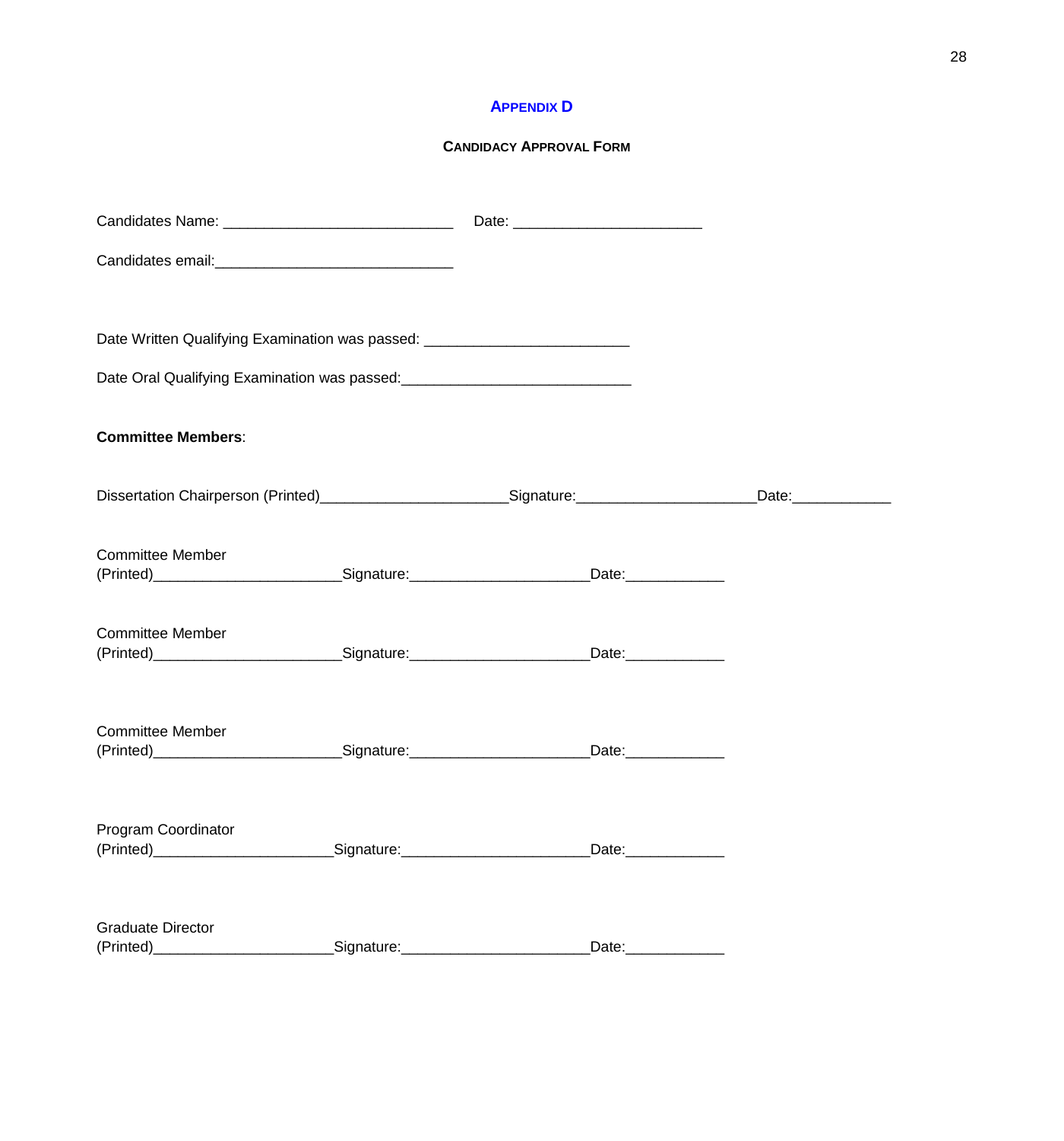## APPENDIX D

### CANDIDACY APPROVAL FORM

Candidates Name: ____________________________ Date: _______________________

Candidates email:_____________________________

Date Written Qualifying Examination was passed: _________________________

Date Oral Qualifying Examination was passed:____________________________

**Committee Members**:

Dissertation Chairperson (Printed)_______________________Signature:______________________Date:____________

Committee Member
(Printed)_______________________Signature:______________________Date:____________

Committee Member
(Printed)_______________________Signature:______________________Date:____________

Committee Member
(Printed)_______________________Signature:______________________Date:____________

Program Coordinator
(Printed)______________________Signature:_______________________Date:____________

Graduate Director
(Printed)______________________Signature:_______________________Date:____________